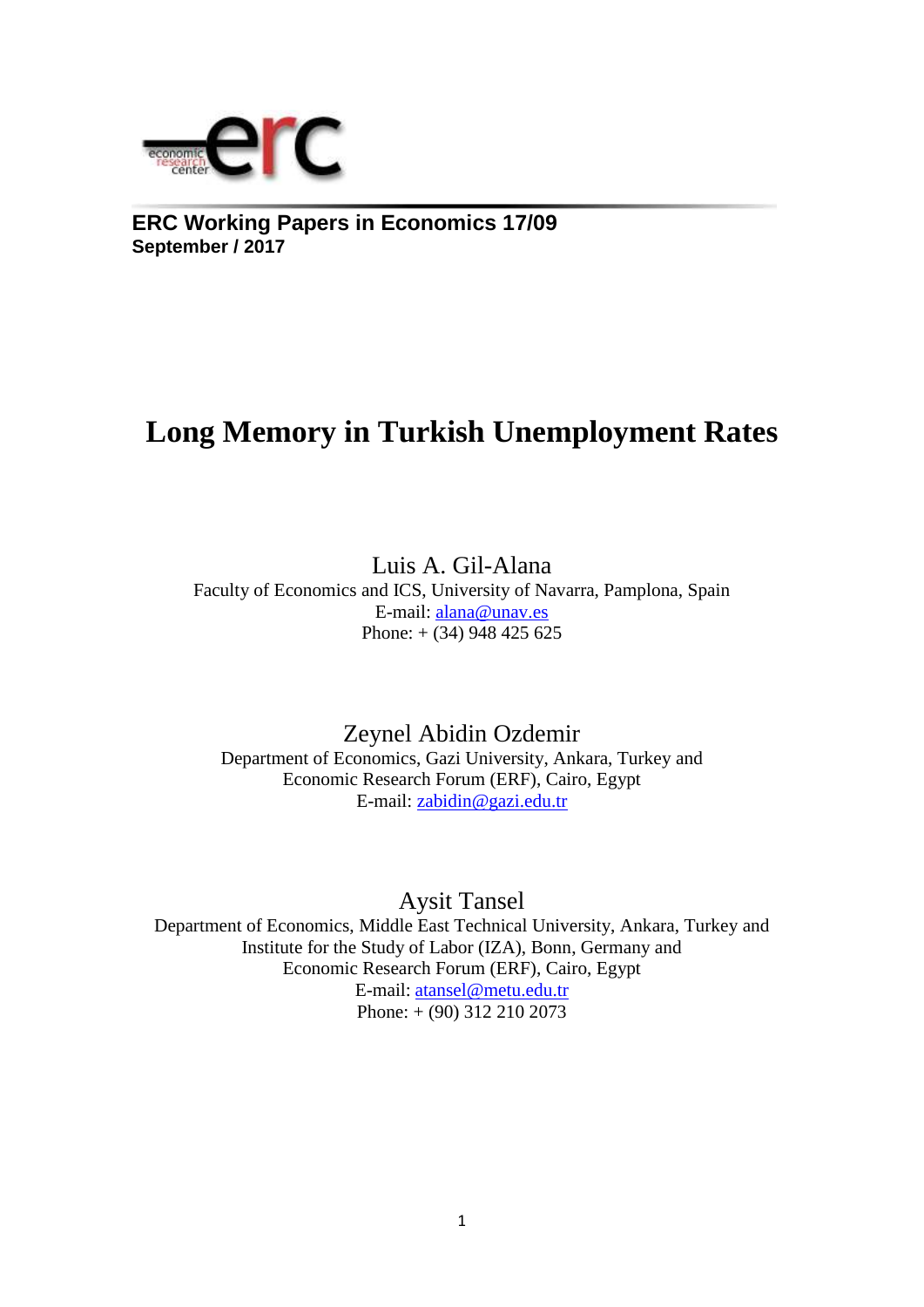**ERC Working Papers in Economics 17/09**
**September / 2017**

# Long Memory in Turkish Unemployment Rates

Luis A. Gil-Alana
Faculty of Economics and ICS, University of Navarra, Pamplona, Spain
E-mail: alana@unav.es
Phone: + (34) 948 425 625

Zeynel Abidin Ozdemir
Department of Economics, Gazi University, Ankara, Turkey and
Economic Research Forum (ERF), Cairo, Egypt
E-mail: zabidin@gazi.edu.tr

Aysit Tansel
Department of Economics, Middle East Technical University, Ankara, Turkey and
Institute for the Study of Labor (IZA), Bonn, Germany and
Economic Research Forum (ERF), Cairo, Egypt
E-mail: atansel@metu.edu.tr
Phone: + (90) 312 210 2073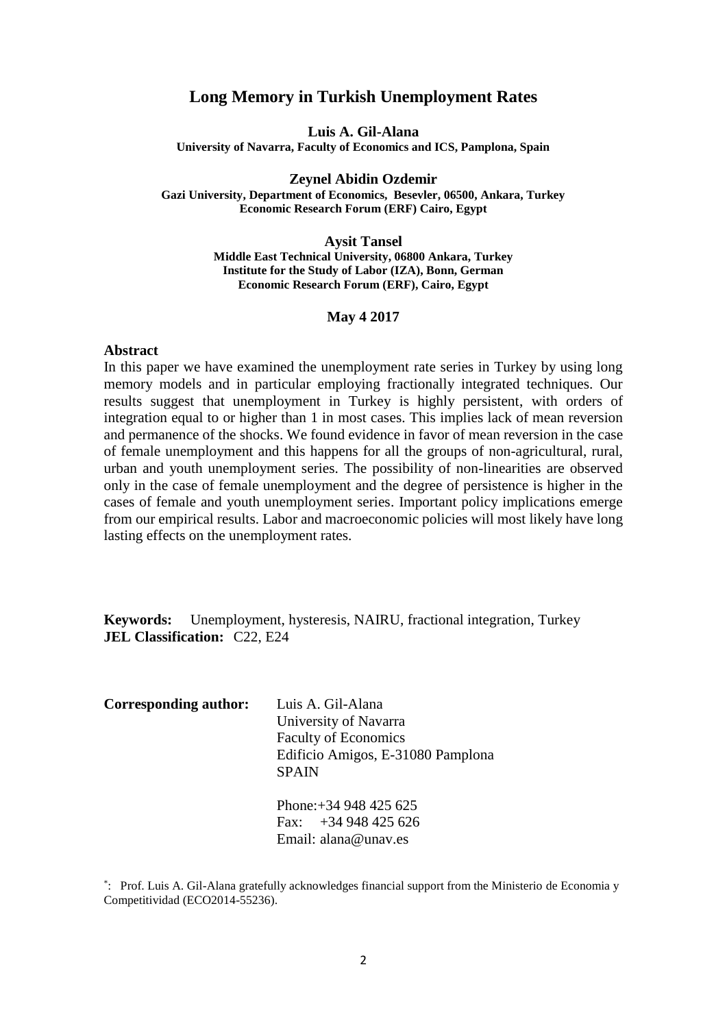# Long Memory in Turkish Unemployment Rates

**Luis A. Gil-Alana**
**University of Navarra, Faculty of Economics and ICS, Pamplona, Spain**

**Zeynel Abidin Ozdemir**
**Gazi University, Department of Economics, Besevler, 06500, Ankara, Turkey**
**Economic Research Forum (ERF) Cairo, Egypt**

**Aysit Tansel**
**Middle East Technical University, 06800 Ankara, Turkey**
**Institute for the Study of Labor (IZA), Bonn, German**
**Economic Research Forum (ERF), Cairo, Egypt**

**May 4 2017**

## Abstract

In this paper we have examined the unemployment rate series in Turkey by using long memory models and in particular employing fractionally integrated techniques. Our results suggest that unemployment in Turkey is highly persistent, with orders of integration equal to or higher than 1 in most cases. This implies lack of mean reversion and permanence of the shocks. We found evidence in favor of mean reversion in the case of female unemployment and this happens for all the groups of non-agricultural, rural, urban and youth unemployment series. The possibility of non-linearities are observed only in the case of female unemployment and the degree of persistence is higher in the cases of female and youth unemployment series. Important policy implications emerge from our empirical results. Labor and macroeconomic policies will most likely have long lasting effects on the unemployment rates.

**Keywords:** Unemployment, hysteresis, NAIRU, fractional integration, Turkey
**JEL Classification:** C22, E24

**Corresponding author:** Luis A. Gil-Alana
University of Navarra
Faculty of Economics
Edificio Amigos, E-31080 Pamplona
SPAIN

Phone:+34 948 425 625
Fax: +34 948 425 626
Email: alana@unav.es

[*]: Prof. Luis A. Gil-Alana gratefully acknowledges financial support from the Ministerio de Economia y Competitividad (ECO2014-55236).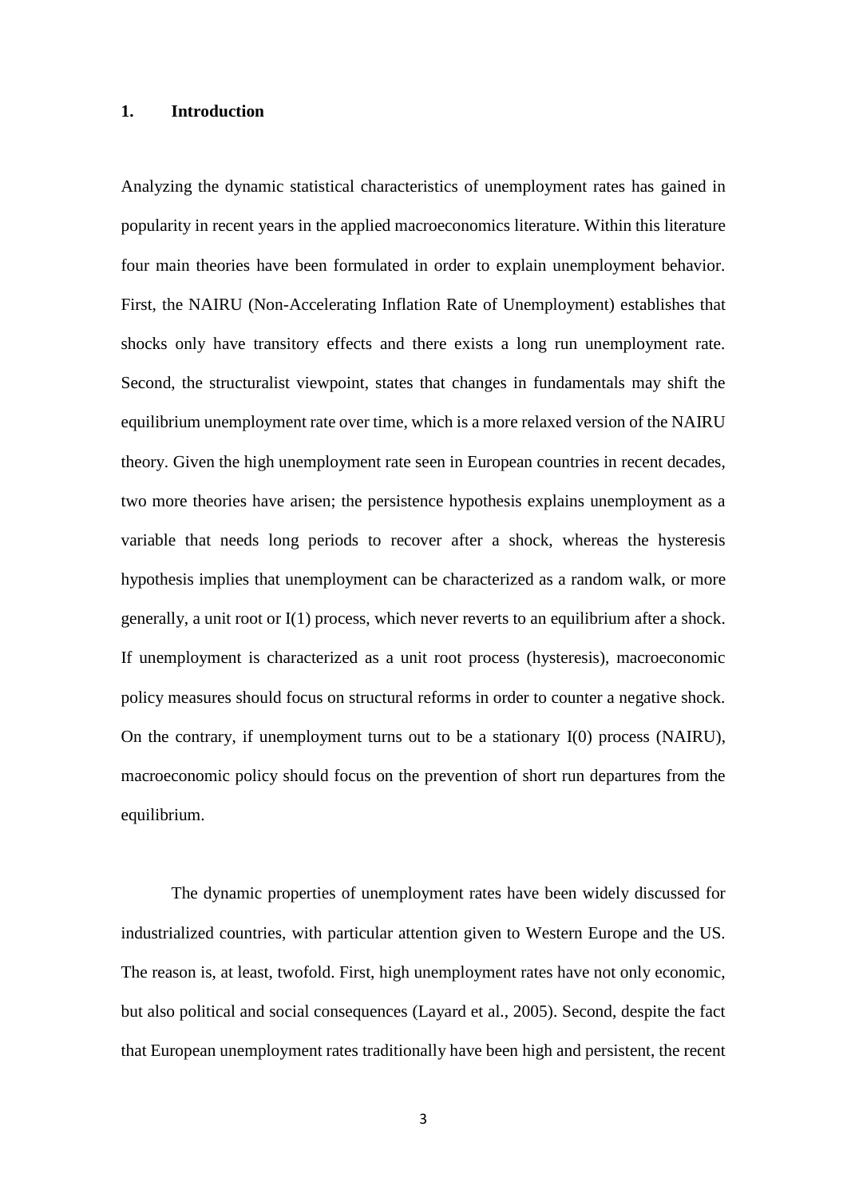## 1. Introduction

Analyzing the dynamic statistical characteristics of unemployment rates has gained in popularity in recent years in the applied macroeconomics literature. Within this literature four main theories have been formulated in order to explain unemployment behavior. First, the NAIRU (Non-Accelerating Inflation Rate of Unemployment) establishes that shocks only have transitory effects and there exists a long run unemployment rate. Second, the structuralist viewpoint, states that changes in fundamentals may shift the equilibrium unemployment rate over time, which is a more relaxed version of the NAIRU theory. Given the high unemployment rate seen in European countries in recent decades, two more theories have arisen; the persistence hypothesis explains unemployment as a variable that needs long periods to recover after a shock, whereas the hysteresis hypothesis implies that unemployment can be characterized as a random walk, or more generally, a unit root or I(1) process, which never reverts to an equilibrium after a shock. If unemployment is characterized as a unit root process (hysteresis), macroeconomic policy measures should focus on structural reforms in order to counter a negative shock. On the contrary, if unemployment turns out to be a stationary I(0) process (NAIRU), macroeconomic policy should focus on the prevention of short run departures from the equilibrium.

The dynamic properties of unemployment rates have been widely discussed for industrialized countries, with particular attention given to Western Europe and the US. The reason is, at least, twofold. First, high unemployment rates have not only economic, but also political and social consequences (Layard et al., 2005). Second, despite the fact that European unemployment rates traditionally have been high and persistent, the recent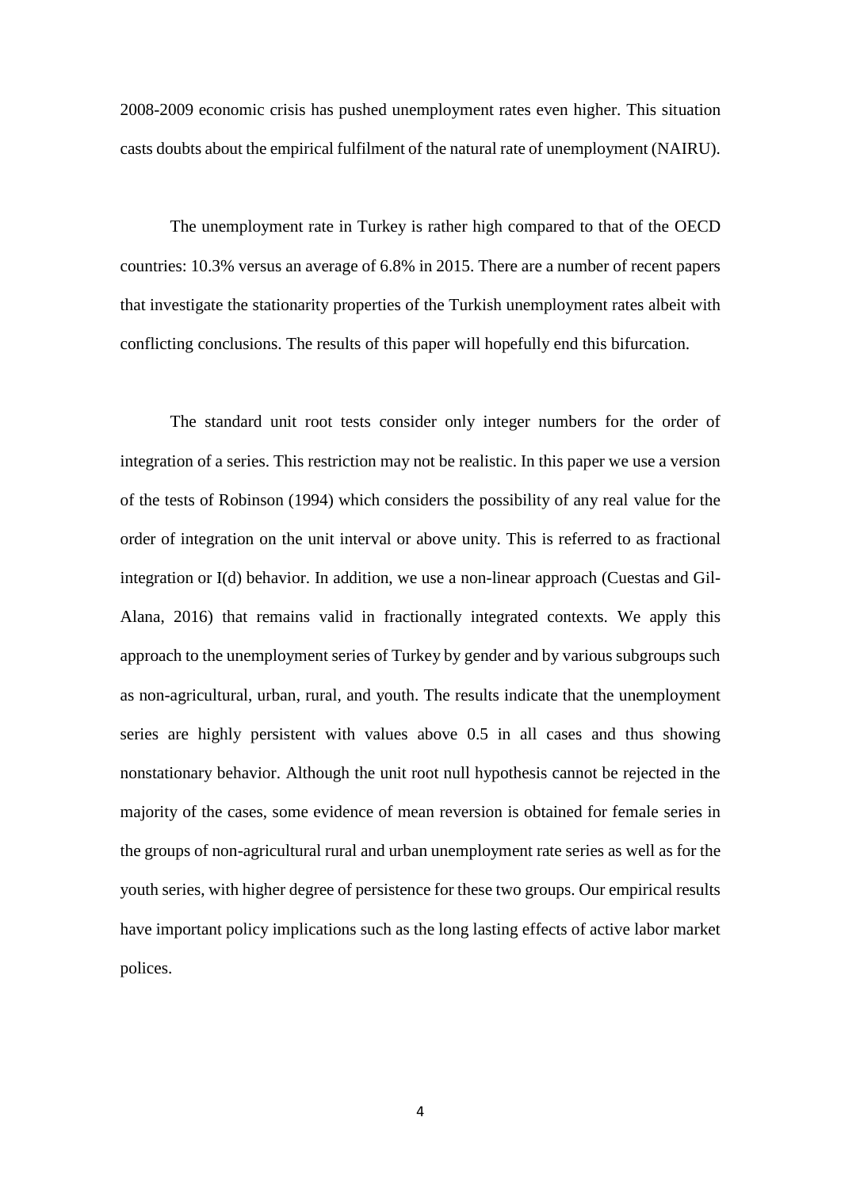2008-2009 economic crisis has pushed unemployment rates even higher. This situation casts doubts about the empirical fulfilment of the natural rate of unemployment (NAIRU).

The unemployment rate in Turkey is rather high compared to that of the OECD countries: 10.3% versus an average of 6.8% in 2015. There are a number of recent papers that investigate the stationarity properties of the Turkish unemployment rates albeit with conflicting conclusions. The results of this paper will hopefully end this bifurcation.

The standard unit root tests consider only integer numbers for the order of integration of a series. This restriction may not be realistic. In this paper we use a version of the tests of Robinson (1994) which considers the possibility of any real value for the order of integration on the unit interval or above unity. This is referred to as fractional integration or I(d) behavior. In addition, we use a non-linear approach (Cuestas and Gil-Alana, 2016) that remains valid in fractionally integrated contexts. We apply this approach to the unemployment series of Turkey by gender and by various subgroups such as non-agricultural, urban, rural, and youth. The results indicate that the unemployment series are highly persistent with values above 0.5 in all cases and thus showing nonstationary behavior. Although the unit root null hypothesis cannot be rejected in the majority of the cases, some evidence of mean reversion is obtained for female series in the groups of non-agricultural rural and urban unemployment rate series as well as for the youth series, with higher degree of persistence for these two groups. Our empirical results have important policy implications such as the long lasting effects of active labor market polices.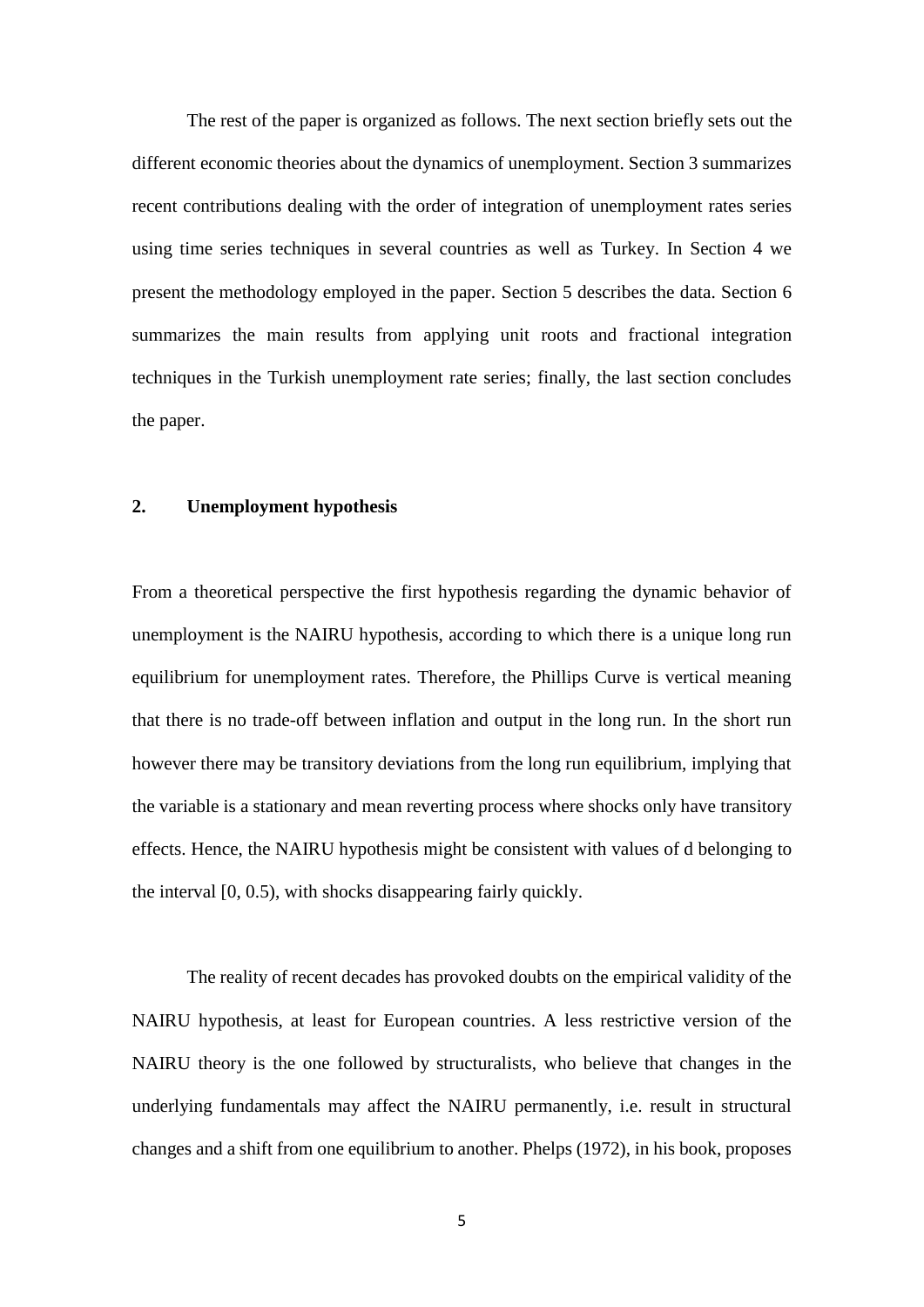The rest of the paper is organized as follows. The next section briefly sets out the different economic theories about the dynamics of unemployment. Section 3 summarizes recent contributions dealing with the order of integration of unemployment rates series using time series techniques in several countries as well as Turkey. In Section 4 we present the methodology employed in the paper. Section 5 describes the data. Section 6 summarizes the main results from applying unit roots and fractional integration techniques in the Turkish unemployment rate series; finally, the last section concludes the paper.

## 2. Unemployment hypothesis

From a theoretical perspective the first hypothesis regarding the dynamic behavior of unemployment is the NAIRU hypothesis, according to which there is a unique long run equilibrium for unemployment rates. Therefore, the Phillips Curve is vertical meaning that there is no trade-off between inflation and output in the long run. In the short run however there may be transitory deviations from the long run equilibrium, implying that the variable is a stationary and mean reverting process where shocks only have transitory effects. Hence, the NAIRU hypothesis might be consistent with values of d belonging to the interval [0, 0.5), with shocks disappearing fairly quickly.

The reality of recent decades has provoked doubts on the empirical validity of the NAIRU hypothesis, at least for European countries. A less restrictive version of the NAIRU theory is the one followed by structuralists, who believe that changes in the underlying fundamentals may affect the NAIRU permanently, i.e. result in structural changes and a shift from one equilibrium to another. Phelps (1972), in his book, proposes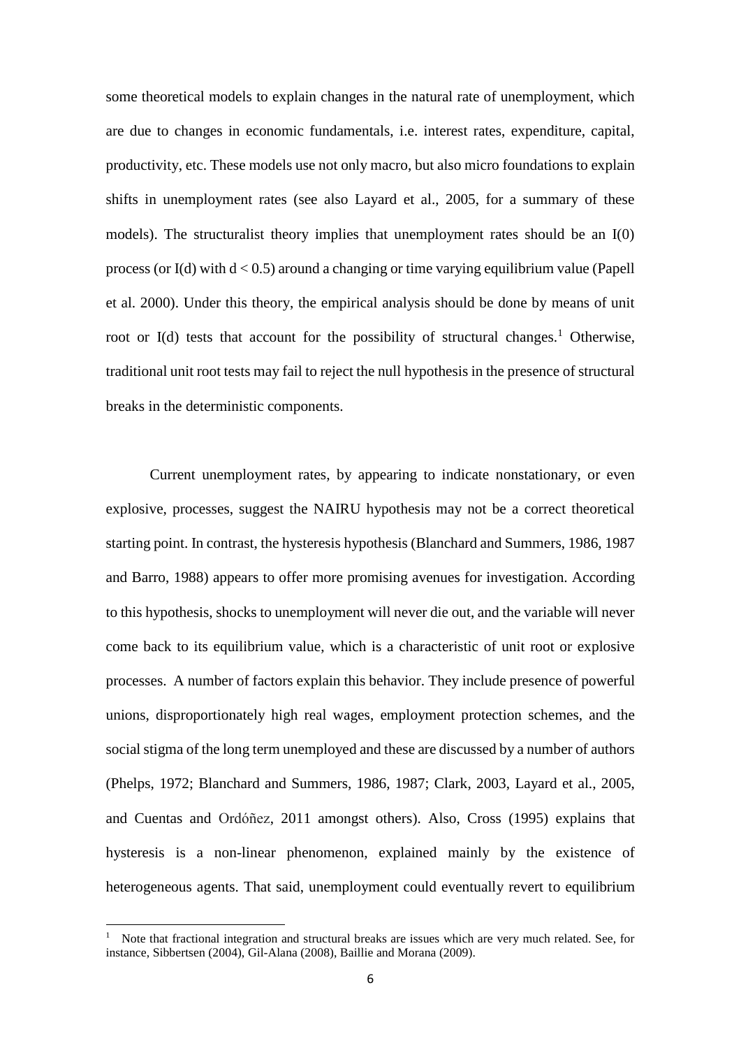some theoretical models to explain changes in the natural rate of unemployment, which are due to changes in economic fundamentals, i.e. interest rates, expenditure, capital, productivity, etc. These models use not only macro, but also micro foundations to explain shifts in unemployment rates (see also Layard et al., 2005, for a summary of these models). The structuralist theory implies that unemployment rates should be an I(0) process (or I(d) with $d < 0.5$) around a changing or time varying equilibrium value (Papell et al. 2000). Under this theory, the empirical analysis should be done by means of unit root or I(d) tests that account for the possibility of structural changes.[1] Otherwise, traditional unit root tests may fail to reject the null hypothesis in the presence of structural breaks in the deterministic components.

Current unemployment rates, by appearing to indicate nonstationary, or even explosive, processes, suggest the NAIRU hypothesis may not be a correct theoretical starting point. In contrast, the hysteresis hypothesis (Blanchard and Summers, 1986, 1987 and Barro, 1988) appears to offer more promising avenues for investigation. According to this hypothesis, shocks to unemployment will never die out, and the variable will never come back to its equilibrium value, which is a characteristic of unit root or explosive processes. A number of factors explain this behavior. They include presence of powerful unions, disproportionately high real wages, employment protection schemes, and the social stigma of the long term unemployed and these are discussed by a number of authors (Phelps, 1972; Blanchard and Summers, 1986, 1987; Clark, 2003, Layard et al., 2005, and Cuentas and Ordóñez, 2011 amongst others). Also, Cross (1995) explains that hysteresis is a non-linear phenomenon, explained mainly by the existence of heterogeneous agents. That said, unemployment could eventually revert to equilibrium

[1] Note that fractional integration and structural breaks are issues which are very much related. See, for instance, Sibbertsen (2004), Gil-Alana (2008), Baillie and Morana (2009).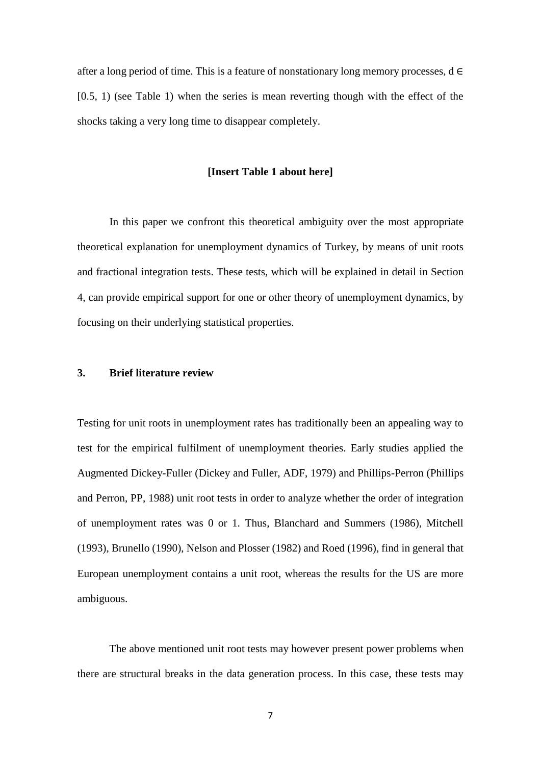after a long period of time. This is a feature of nonstationary long memory processes, $d \in [0.5, 1)$ (see Table 1) when the series is mean reverting though with the effect of the shocks taking a very long time to disappear completely.

**[Insert Table 1 about here]**

In this paper we confront this theoretical ambiguity over the most appropriate theoretical explanation for unemployment dynamics of Turkey, by means of unit roots and fractional integration tests. These tests, which will be explained in detail in Section 4, can provide empirical support for one or other theory of unemployment dynamics, by focusing on their underlying statistical properties.

## 3. Brief literature review

Testing for unit roots in unemployment rates has traditionally been an appealing way to test for the empirical fulfilment of unemployment theories. Early studies applied the Augmented Dickey-Fuller (Dickey and Fuller, ADF, 1979) and Phillips-Perron (Phillips and Perron, PP, 1988) unit root tests in order to analyze whether the order of integration of unemployment rates was 0 or 1. Thus, Blanchard and Summers (1986), Mitchell (1993), Brunello (1990), Nelson and Plosser (1982) and Roed (1996), find in general that European unemployment contains a unit root, whereas the results for the US are more ambiguous.

The above mentioned unit root tests may however present power problems when there are structural breaks in the data generation process. In this case, these tests may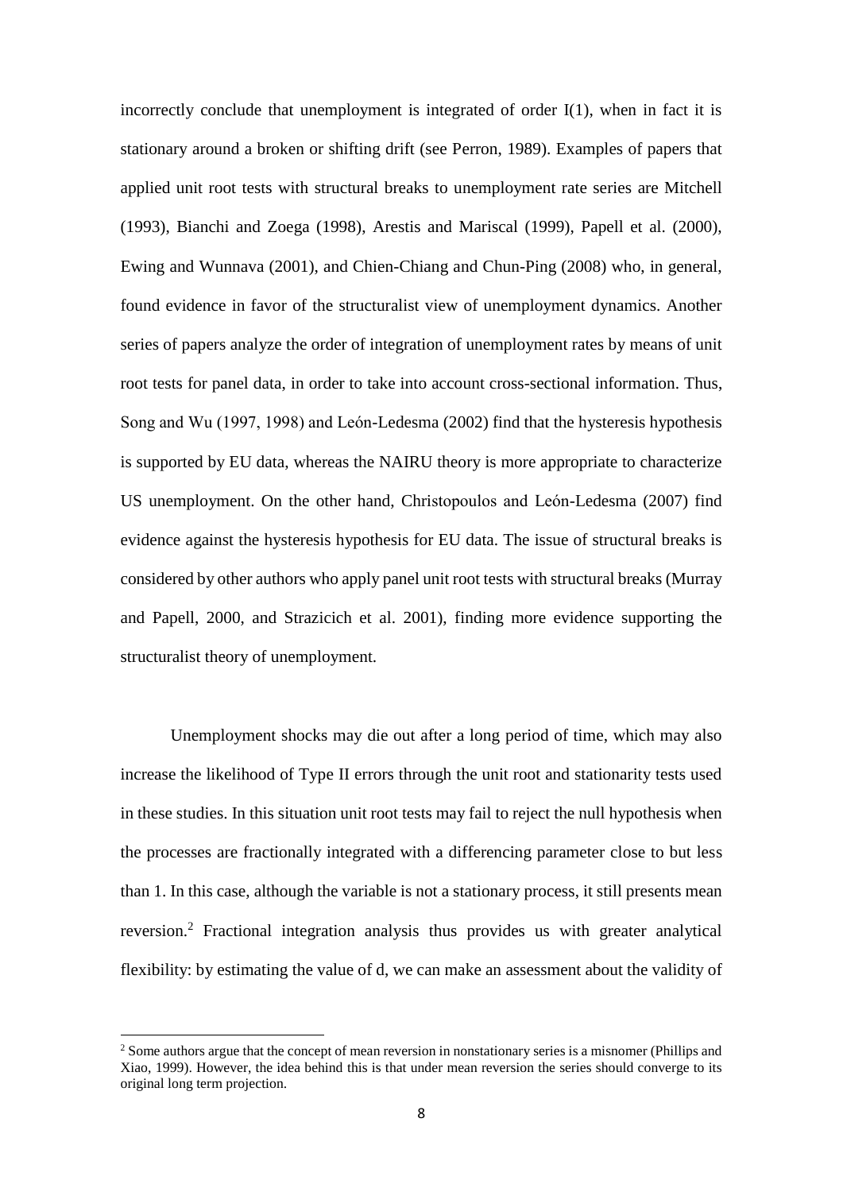incorrectly conclude that unemployment is integrated of order I(1), when in fact it is stationary around a broken or shifting drift (see Perron, 1989). Examples of papers that applied unit root tests with structural breaks to unemployment rate series are Mitchell (1993), Bianchi and Zoega (1998), Arestis and Mariscal (1999), Papell et al. (2000), Ewing and Wunnava (2001), and Chien-Chiang and Chun-Ping (2008) who, in general, found evidence in favor of the structuralist view of unemployment dynamics. Another series of papers analyze the order of integration of unemployment rates by means of unit root tests for panel data, in order to take into account cross-sectional information. Thus, Song and Wu (1997, 1998) and León-Ledesma (2002) find that the hysteresis hypothesis is supported by EU data, whereas the NAIRU theory is more appropriate to characterize US unemployment. On the other hand, Christopoulos and León-Ledesma (2007) find evidence against the hysteresis hypothesis for EU data. The issue of structural breaks is considered by other authors who apply panel unit root tests with structural breaks (Murray and Papell, 2000, and Strazicich et al. 2001), finding more evidence supporting the structuralist theory of unemployment.

Unemployment shocks may die out after a long period of time, which may also increase the likelihood of Type II errors through the unit root and stationarity tests used in these studies. In this situation unit root tests may fail to reject the null hypothesis when the processes are fractionally integrated with a differencing parameter close to but less than 1. In this case, although the variable is not a stationary process, it still presents mean reversion.[2] Fractional integration analysis thus provides us with greater analytical flexibility: by estimating the value of d, we can make an assessment about the validity of

[2] Some authors argue that the concept of mean reversion in nonstationary series is a misnomer (Phillips and Xiao, 1999). However, the idea behind this is that under mean reversion the series should converge to its original long term projection.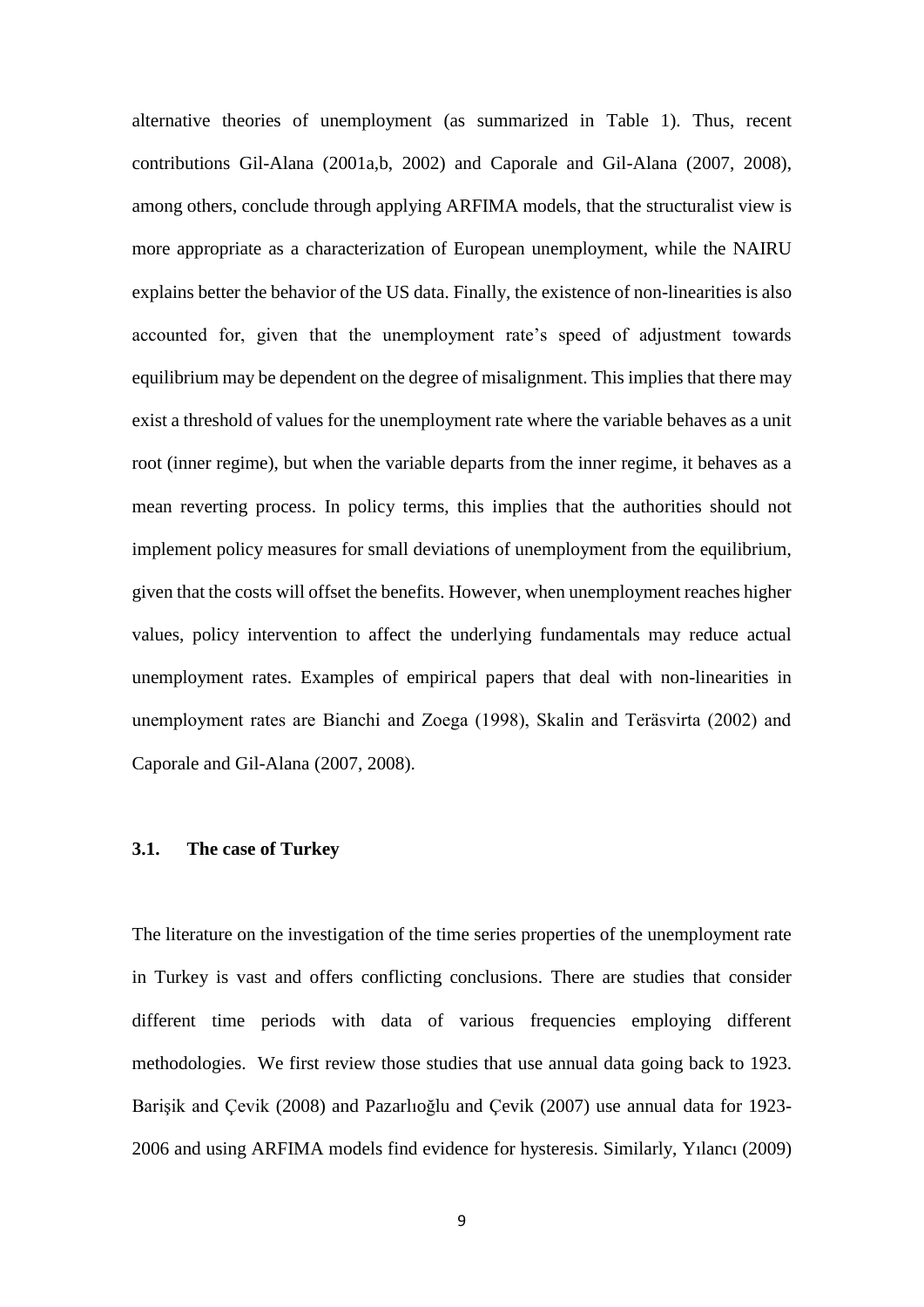alternative theories of unemployment (as summarized in Table 1). Thus, recent contributions Gil-Alana (2001a,b, 2002) and Caporale and Gil-Alana (2007, 2008), among others, conclude through applying ARFIMA models, that the structuralist view is more appropriate as a characterization of European unemployment, while the NAIRU explains better the behavior of the US data. Finally, the existence of non-linearities is also accounted for, given that the unemployment rate's speed of adjustment towards equilibrium may be dependent on the degree of misalignment. This implies that there may exist a threshold of values for the unemployment rate where the variable behaves as a unit root (inner regime), but when the variable departs from the inner regime, it behaves as a mean reverting process. In policy terms, this implies that the authorities should not implement policy measures for small deviations of unemployment from the equilibrium, given that the costs will offset the benefits. However, when unemployment reaches higher values, policy intervention to affect the underlying fundamentals may reduce actual unemployment rates. Examples of empirical papers that deal with non-linearities in unemployment rates are Bianchi and Zoega (1998), Skalin and Teräsvirta (2002) and Caporale and Gil-Alana (2007, 2008).

### 3.1. The case of Turkey

The literature on the investigation of the time series properties of the unemployment rate in Turkey is vast and offers conflicting conclusions. There are studies that consider different time periods with data of various frequencies employing different methodologies. We first review those studies that use annual data going back to 1923. Barişik and Çevik (2008) and Pazarlıoğlu and Çevik (2007) use annual data for 1923-2006 and using ARFIMA models find evidence for hysteresis. Similarly, Yılancı (2009)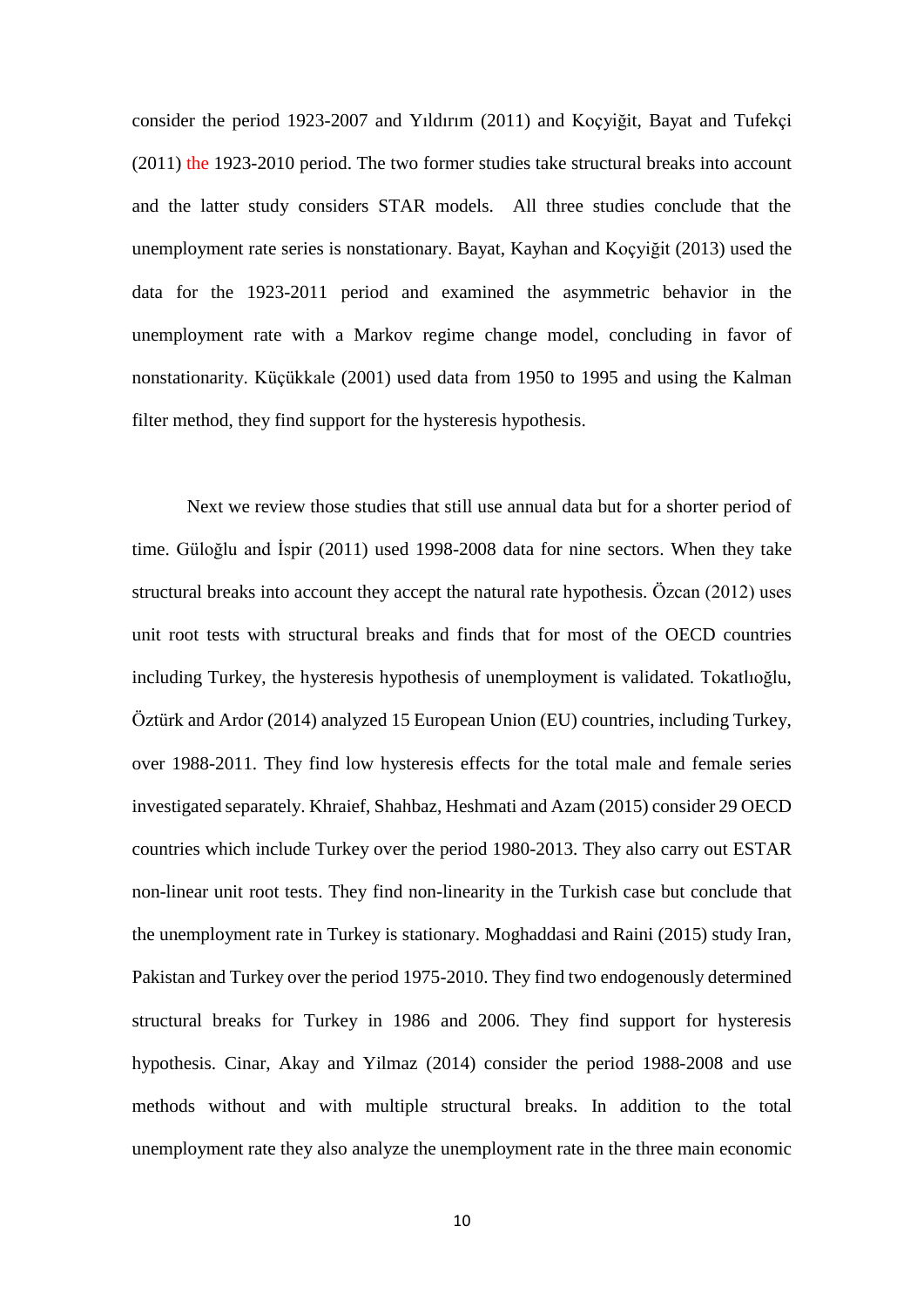consider the period 1923-2007 and Yıldırım (2011) and Koçyiğit, Bayat and Tufekçi (2011) the 1923-2010 period. The two former studies take structural breaks into account and the latter study considers STAR models. All three studies conclude that the unemployment rate series is nonstationary. Bayat, Kayhan and Koçyiğit (2013) used the data for the 1923-2011 period and examined the asymmetric behavior in the unemployment rate with a Markov regime change model, concluding in favor of nonstationarity. Küçükkale (2001) used data from 1950 to 1995 and using the Kalman filter method, they find support for the hysteresis hypothesis.

Next we review those studies that still use annual data but for a shorter period of time. Güloğlu and İspir (2011) used 1998-2008 data for nine sectors. When they take structural breaks into account they accept the natural rate hypothesis. Özcan (2012) uses unit root tests with structural breaks and finds that for most of the OECD countries including Turkey, the hysteresis hypothesis of unemployment is validated. Tokatlıoğlu, Öztürk and Ardor (2014) analyzed 15 European Union (EU) countries, including Turkey, over 1988-2011. They find low hysteresis effects for the total male and female series investigated separately. Khraief, Shahbaz, Heshmati and Azam (2015) consider 29 OECD countries which include Turkey over the period 1980-2013. They also carry out ESTAR non-linear unit root tests. They find non-linearity in the Turkish case but conclude that the unemployment rate in Turkey is stationary. Moghaddasi and Raini (2015) study Iran, Pakistan and Turkey over the period 1975-2010. They find two endogenously determined structural breaks for Turkey in 1986 and 2006. They find support for hysteresis hypothesis. Cinar, Akay and Yilmaz (2014) consider the period 1988-2008 and use methods without and with multiple structural breaks. In addition to the total unemployment rate they also analyze the unemployment rate in the three main economic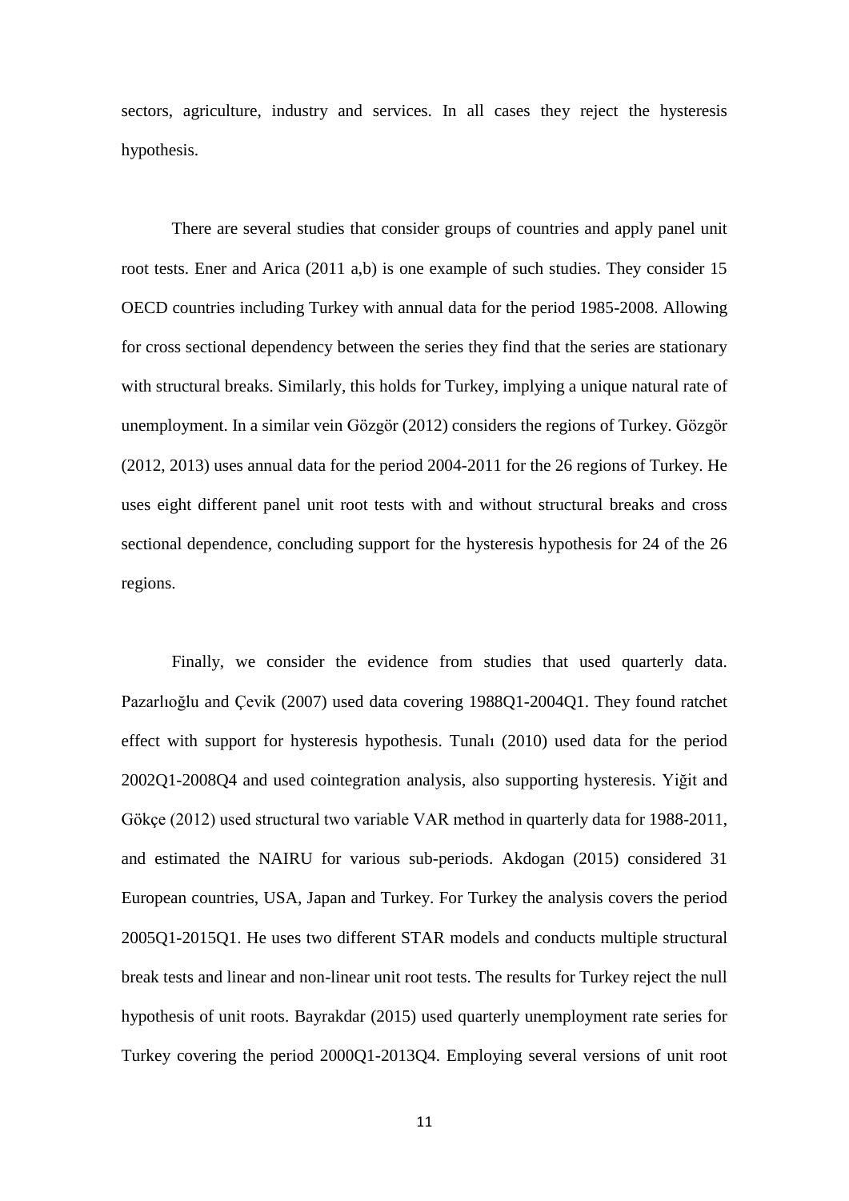sectors, agriculture, industry and services. In all cases they reject the hysteresis hypothesis.

There are several studies that consider groups of countries and apply panel unit root tests. Ener and Arica (2011 a,b) is one example of such studies. They consider 15 OECD countries including Turkey with annual data for the period 1985-2008. Allowing for cross sectional dependency between the series they find that the series are stationary with structural breaks. Similarly, this holds for Turkey, implying a unique natural rate of unemployment. In a similar vein Gözgör (2012) considers the regions of Turkey. Gözgör (2012, 2013) uses annual data for the period 2004-2011 for the 26 regions of Turkey. He uses eight different panel unit root tests with and without structural breaks and cross sectional dependence, concluding support for the hysteresis hypothesis for 24 of the 26 regions.

Finally, we consider the evidence from studies that used quarterly data. Pazarlıoğlu and Çevik (2007) used data covering 1988Q1-2004Q1. They found ratchet effect with support for hysteresis hypothesis. Tunalı (2010) used data for the period 2002Q1-2008Q4 and used cointegration analysis, also supporting hysteresis. Yiğit and Gökçe (2012) used structural two variable VAR method in quarterly data for 1988-2011, and estimated the NAIRU for various sub-periods. Akdogan (2015) considered 31 European countries, USA, Japan and Turkey. For Turkey the analysis covers the period 2005Q1-2015Q1. He uses two different STAR models and conducts multiple structural break tests and linear and non-linear unit root tests. The results for Turkey reject the null hypothesis of unit roots. Bayrakdar (2015) used quarterly unemployment rate series for Turkey covering the period 2000Q1-2013Q4. Employing several versions of unit root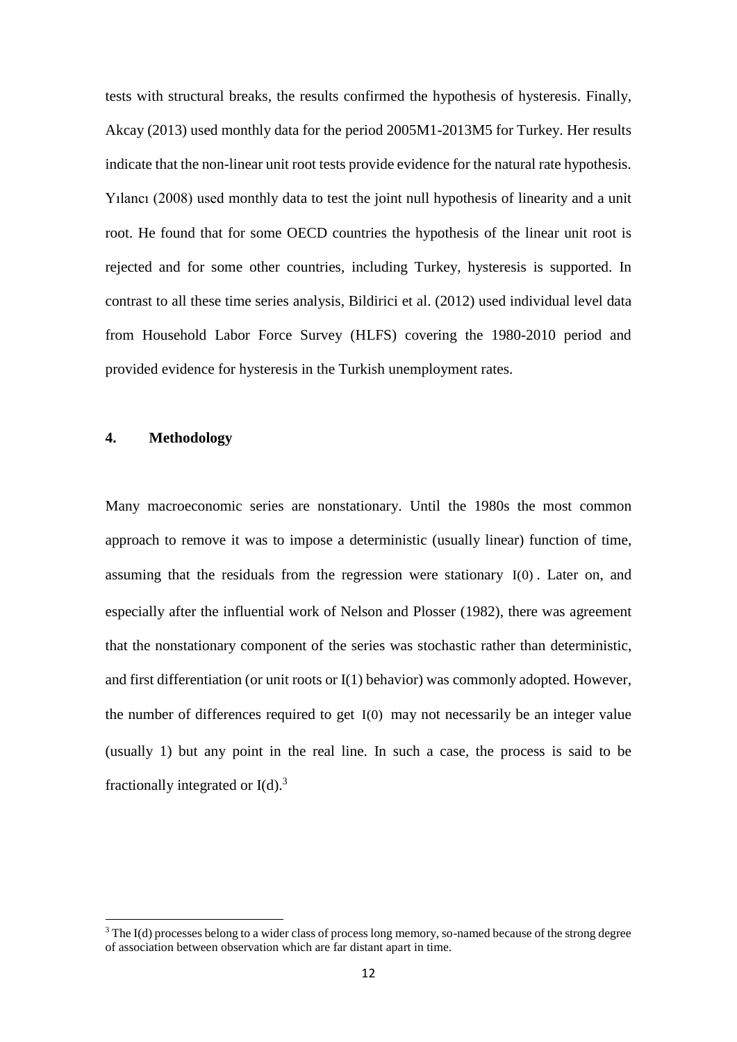tests with structural breaks, the results confirmed the hypothesis of hysteresis. Finally, Akcay (2013) used monthly data for the period 2005M1-2013M5 for Turkey. Her results indicate that the non-linear unit root tests provide evidence for the natural rate hypothesis. Yılancı (2008) used monthly data to test the joint null hypothesis of linearity and a unit root. He found that for some OECD countries the hypothesis of the linear unit root is rejected and for some other countries, including Turkey, hysteresis is supported. In contrast to all these time series analysis, Bildirici et al. (2012) used individual level data from Household Labor Force Survey (HLFS) covering the 1980-2010 period and provided evidence for hysteresis in the Turkish unemployment rates.

## 4. Methodology

Many macroeconomic series are nonstationary. Until the 1980s the most common approach to remove it was to impose a deterministic (usually linear) function of time, assuming that the residuals from the regression were stationary $I(0)$. Later on, and especially after the influential work of Nelson and Plosser (1982), there was agreement that the nonstationary component of the series was stochastic rather than deterministic, and first differentiation (or unit roots or I(1) behavior) was commonly adopted. However, the number of differences required to get $I(0)$ may not necessarily be an integer value (usually 1) but any point in the real line. In such a case, the process is said to be fractionally integrated or I(d).[3]

[3] The I(d) processes belong to a wider class of process long memory, so-named because of the strong degree of association between observation which are far distant apart in time.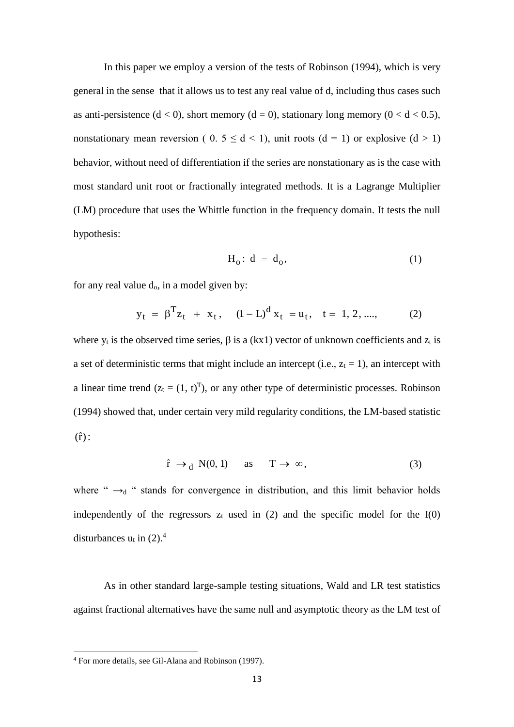In this paper we employ a version of the tests of Robinson (1994), which is very general in the sense that it allows us to test any real value of d, including thus cases such as anti-persistence ($d < 0$), short memory ($d = 0$), stationary long memory ($0 < d < 0.5$), nonstationary mean reversion ( $0.5 \leq d < 1$), unit roots ($d = 1$) or explosive ($d > 1$) behavior, without need of differentiation if the series are nonstationary as is the case with most standard unit root or fractionally integrated methods. It is a Lagrange Multiplier (LM) procedure that uses the Whittle function in the frequency domain. It tests the null hypothesis:

$$H_o : d = d_o, \tag{1}$$

for any real value $d_o$, in a model given by:

$$y_t = \beta^T z_t + x_t, \quad (1 - L)^d x_t = u_t, \quad t = 1, 2, ...., \tag{2}$$

where $y_t$ is the observed time series, $\beta$ is a (kx1) vector of unknown coefficients and $z_t$ is a set of deterministic terms that might include an intercept (i.e., $z_t = 1$), an intercept with a linear time trend ($z_t = (1, t)^T$), or any other type of deterministic processes. Robinson (1994) showed that, under certain very mild regularity conditions, the LM-based statistic $(\hat{r})$:

$$\hat{r} \rightarrow_d N(0, 1) \quad \text{as} \quad T \rightarrow \infty, \tag{3}$$

where " $\rightarrow_d$ " stands for convergence in distribution, and this limit behavior holds independently of the regressors $z_t$ used in (2) and the specific model for the I(0) disturbances $u_t$ in (2).[4]

As in other standard large-sample testing situations, Wald and LR test statistics against fractional alternatives have the same null and asymptotic theory as the LM test of

---

[4] For more details, see Gil-Alana and Robinson (1997).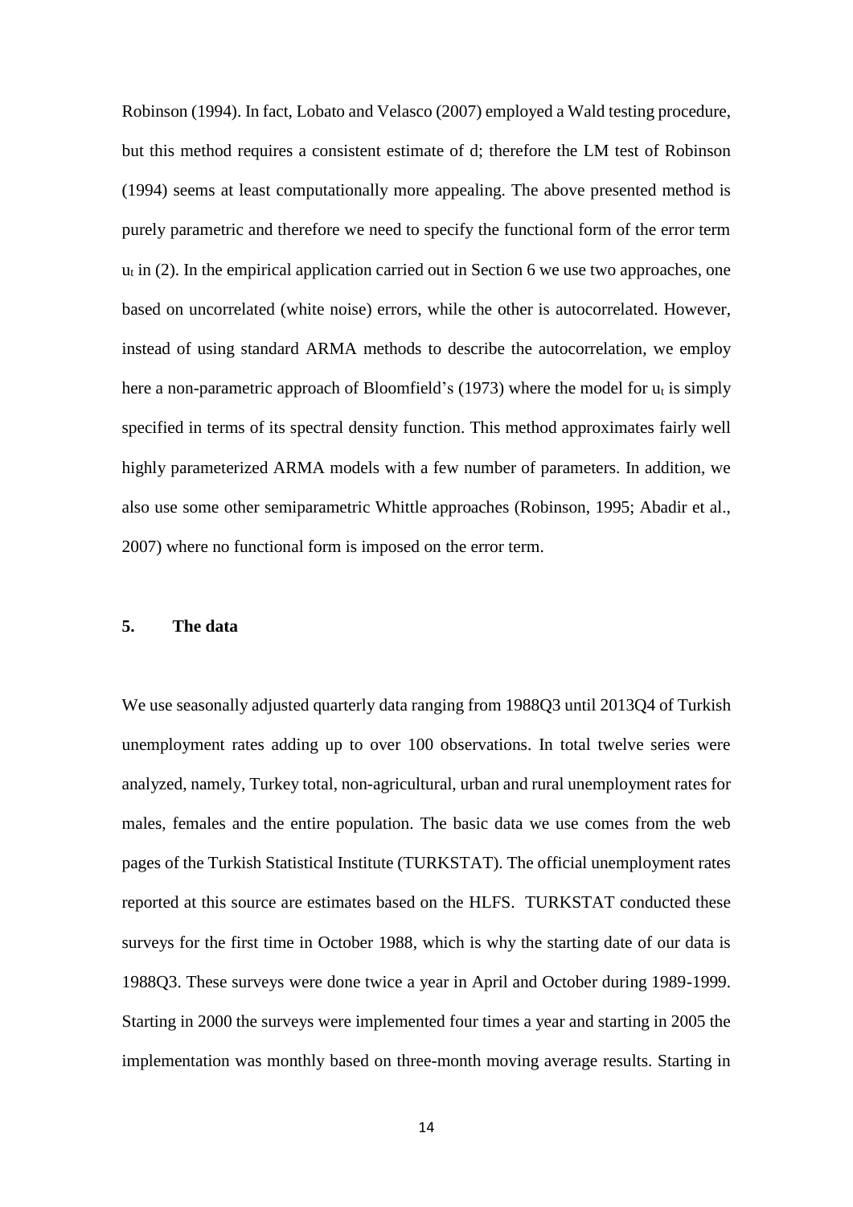Robinson (1994). In fact, Lobato and Velasco (2007) employed a Wald testing procedure, but this method requires a consistent estimate of d; therefore the LM test of Robinson (1994) seems at least computationally more appealing. The above presented method is purely parametric and therefore we need to specify the functional form of the error term $u_t$ in (2). In the empirical application carried out in Section 6 we use two approaches, one based on uncorrelated (white noise) errors, while the other is autocorrelated. However, instead of using standard ARMA methods to describe the autocorrelation, we employ here a non-parametric approach of Bloomfield's (1973) where the model for $u_t$ is simply specified in terms of its spectral density function. This method approximates fairly well highly parameterized ARMA models with a few number of parameters. In addition, we also use some other semiparametric Whittle approaches (Robinson, 1995; Abadir et al., 2007) where no functional form is imposed on the error term.

## 5. The data

We use seasonally adjusted quarterly data ranging from 1988Q3 until 2013Q4 of Turkish unemployment rates adding up to over 100 observations. In total twelve series were analyzed, namely, Turkey total, non-agricultural, urban and rural unemployment rates for males, females and the entire population. The basic data we use comes from the web pages of the Turkish Statistical Institute (TURKSTAT). The official unemployment rates reported at this source are estimates based on the HLFS. TURKSTAT conducted these surveys for the first time in October 1988, which is why the starting date of our data is 1988Q3. These surveys were done twice a year in April and October during 1989-1999. Starting in 2000 the surveys were implemented four times a year and starting in 2005 the implementation was monthly based on three-month moving average results. Starting in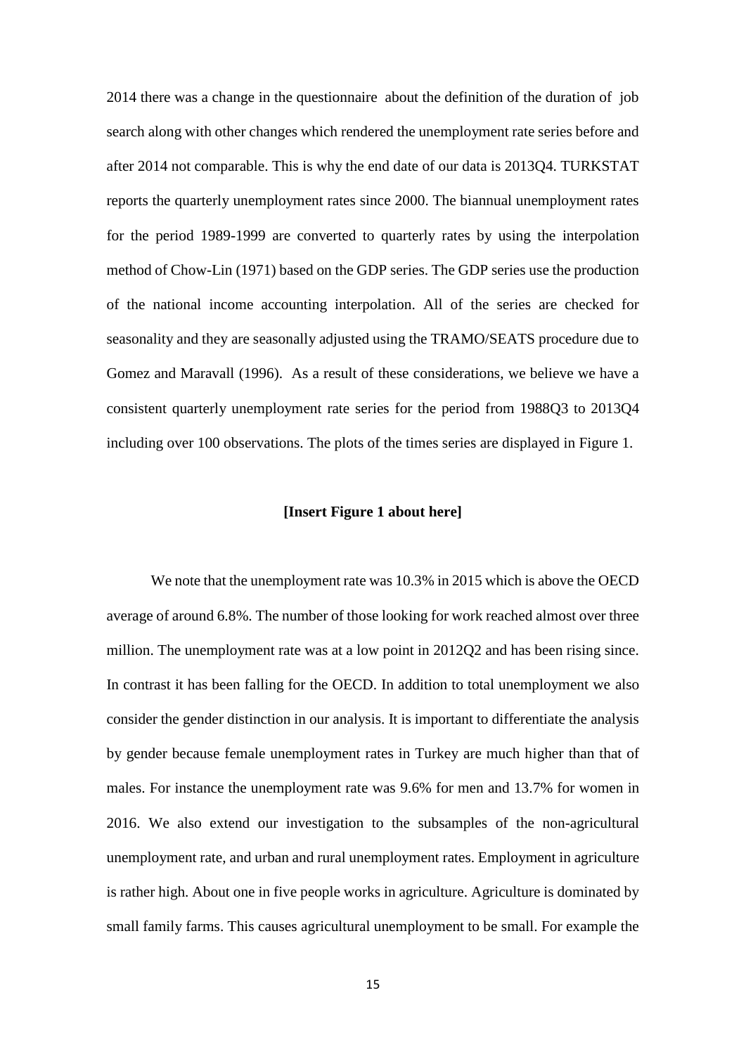2014 there was a change in the questionnaire about the definition of the duration of job search along with other changes which rendered the unemployment rate series before and after 2014 not comparable. This is why the end date of our data is 2013Q4. TURKSTAT reports the quarterly unemployment rates since 2000. The biannual unemployment rates for the period 1989-1999 are converted to quarterly rates by using the interpolation method of Chow-Lin (1971) based on the GDP series. The GDP series use the production of the national income accounting interpolation. All of the series are checked for seasonality and they are seasonally adjusted using the TRAMO/SEATS procedure due to Gomez and Maravall (1996). As a result of these considerations, we believe we have a consistent quarterly unemployment rate series for the period from 1988Q3 to 2013Q4 including over 100 observations. The plots of the times series are displayed in Figure 1.

**[Insert Figure 1 about here]**

We note that the unemployment rate was 10.3% in 2015 which is above the OECD average of around 6.8%. The number of those looking for work reached almost over three million. The unemployment rate was at a low point in 2012Q2 and has been rising since. In contrast it has been falling for the OECD. In addition to total unemployment we also consider the gender distinction in our analysis. It is important to differentiate the analysis by gender because female unemployment rates in Turkey are much higher than that of males. For instance the unemployment rate was 9.6% for men and 13.7% for women in 2016. We also extend our investigation to the subsamples of the non-agricultural unemployment rate, and urban and rural unemployment rates. Employment in agriculture is rather high. About one in five people works in agriculture. Agriculture is dominated by small family farms. This causes agricultural unemployment to be small. For example the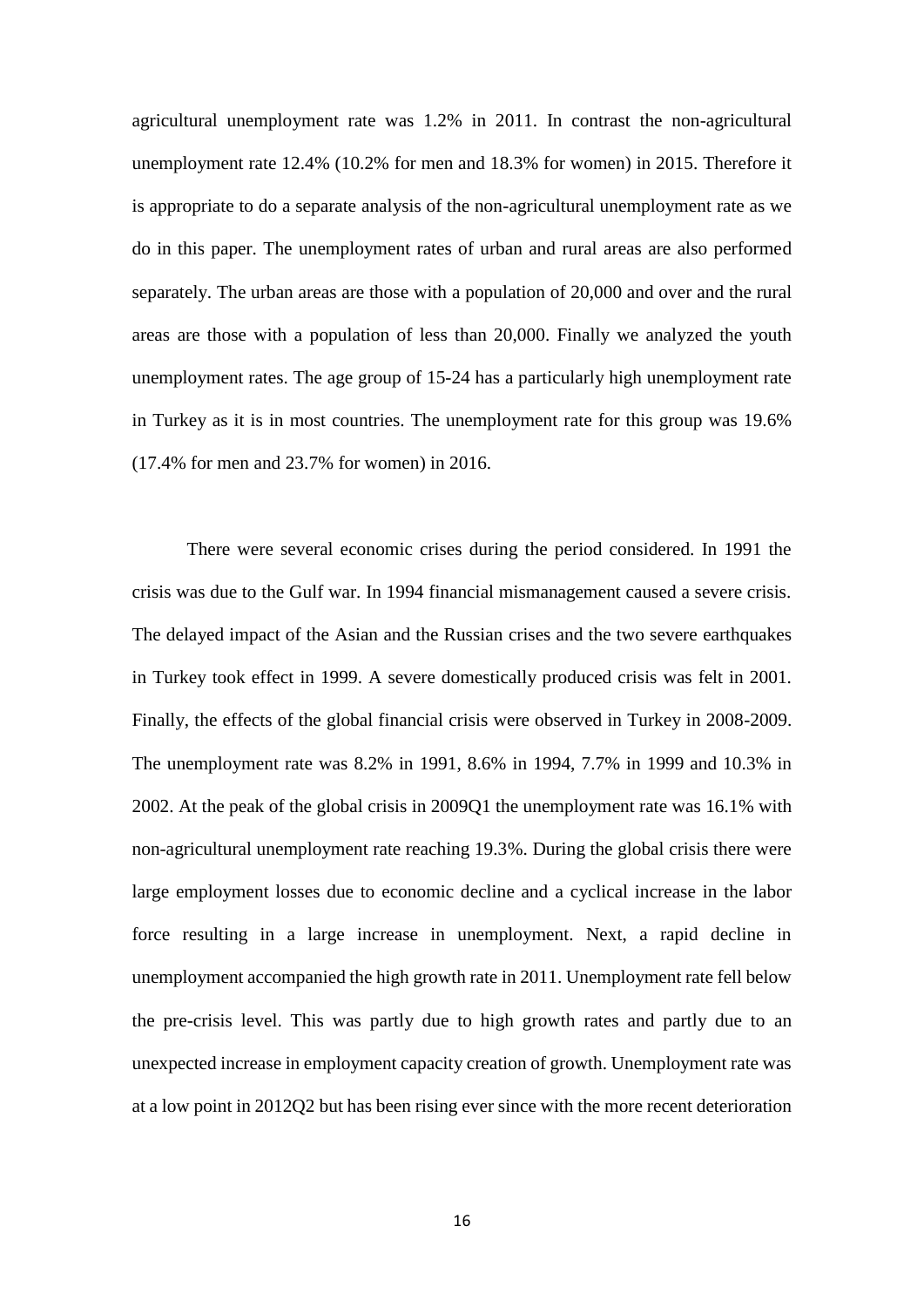agricultural unemployment rate was 1.2% in 2011. In contrast the non-agricultural unemployment rate 12.4% (10.2% for men and 18.3% for women) in 2015. Therefore it is appropriate to do a separate analysis of the non-agricultural unemployment rate as we do in this paper. The unemployment rates of urban and rural areas are also performed separately. The urban areas are those with a population of 20,000 and over and the rural areas are those with a population of less than 20,000. Finally we analyzed the youth unemployment rates. The age group of 15-24 has a particularly high unemployment rate in Turkey as it is in most countries. The unemployment rate for this group was 19.6% (17.4% for men and 23.7% for women) in 2016.

There were several economic crises during the period considered. In 1991 the crisis was due to the Gulf war. In 1994 financial mismanagement caused a severe crisis. The delayed impact of the Asian and the Russian crises and the two severe earthquakes in Turkey took effect in 1999. A severe domestically produced crisis was felt in 2001. Finally, the effects of the global financial crisis were observed in Turkey in 2008-2009. The unemployment rate was 8.2% in 1991, 8.6% in 1994, 7.7% in 1999 and 10.3% in 2002. At the peak of the global crisis in 2009Q1 the unemployment rate was 16.1% with non-agricultural unemployment rate reaching 19.3%. During the global crisis there were large employment losses due to economic decline and a cyclical increase in the labor force resulting in a large increase in unemployment. Next, a rapid decline in unemployment accompanied the high growth rate in 2011. Unemployment rate fell below the pre-crisis level. This was partly due to high growth rates and partly due to an unexpected increase in employment capacity creation of growth. Unemployment rate was at a low point in 2012Q2 but has been rising ever since with the more recent deterioration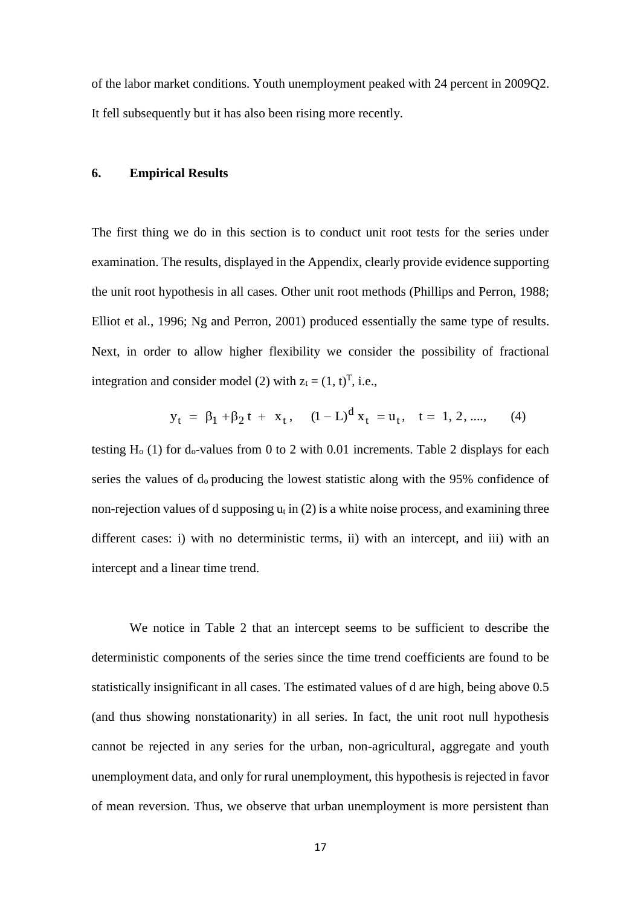of the labor market conditions. Youth unemployment peaked with 24 percent in 2009Q2. It fell subsequently but it has also been rising more recently.

## 6. Empirical Results

The first thing we do in this section is to conduct unit root tests for the series under examination. The results, displayed in the Appendix, clearly provide evidence supporting the unit root hypothesis in all cases. Other unit root methods (Phillips and Perron, 1988; Elliot et al., 1996; Ng and Perron, 2001) produced essentially the same type of results. Next, in order to allow higher flexibility we consider the possibility of fractional integration and consider model (2) with $z_t = (1, t)^T$, i.e.,

$$y_t = \beta_1 + \beta_2 t + x_t, \quad (1 - L)^d x_t = u_t, \quad t = 1, 2, ...., \qquad (4)$$

testing $H_o$ (1) for $d_o$-values from 0 to 2 with 0.01 increments. Table 2 displays for each series the values of $d_o$ producing the lowest statistic along with the 95% confidence of non-rejection values of d supposing $u_t$ in (2) is a white noise process, and examining three different cases: i) with no deterministic terms, ii) with an intercept, and iii) with an intercept and a linear time trend.

We notice in Table 2 that an intercept seems to be sufficient to describe the deterministic components of the series since the time trend coefficients are found to be statistically insignificant in all cases. The estimated values of d are high, being above 0.5 (and thus showing nonstationarity) in all series. In fact, the unit root null hypothesis cannot be rejected in any series for the urban, non-agricultural, aggregate and youth unemployment data, and only for rural unemployment, this hypothesis is rejected in favor of mean reversion. Thus, we observe that urban unemployment is more persistent than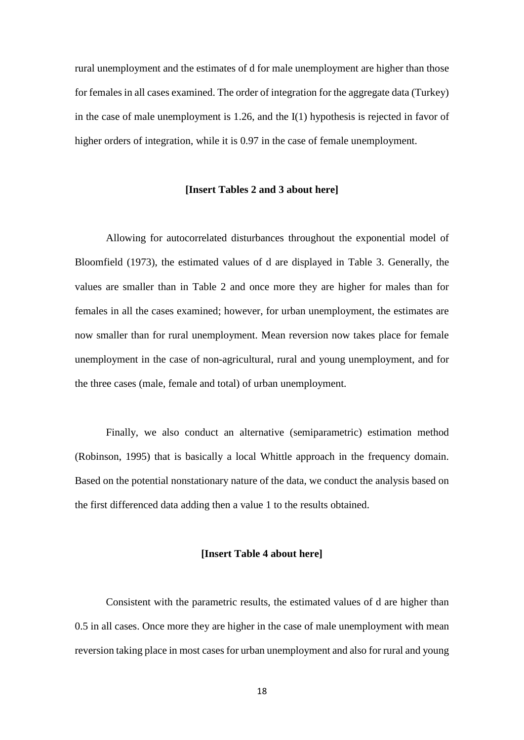rural unemployment and the estimates of d for male unemployment are higher than those for females in all cases examined. The order of integration for the aggregate data (Turkey) in the case of male unemployment is 1.26, and the I(1) hypothesis is rejected in favor of higher orders of integration, while it is 0.97 in the case of female unemployment.

**[Insert Tables 2 and 3 about here]**

Allowing for autocorrelated disturbances throughout the exponential model of Bloomfield (1973), the estimated values of d are displayed in Table 3. Generally, the values are smaller than in Table 2 and once more they are higher for males than for females in all the cases examined; however, for urban unemployment, the estimates are now smaller than for rural unemployment. Mean reversion now takes place for female unemployment in the case of non-agricultural, rural and young unemployment, and for the three cases (male, female and total) of urban unemployment.

Finally, we also conduct an alternative (semiparametric) estimation method (Robinson, 1995) that is basically a local Whittle approach in the frequency domain. Based on the potential nonstationary nature of the data, we conduct the analysis based on the first differenced data adding then a value 1 to the results obtained.

**[Insert Table 4 about here]**

Consistent with the parametric results, the estimated values of d are higher than 0.5 in all cases. Once more they are higher in the case of male unemployment with mean reversion taking place in most cases for urban unemployment and also for rural and young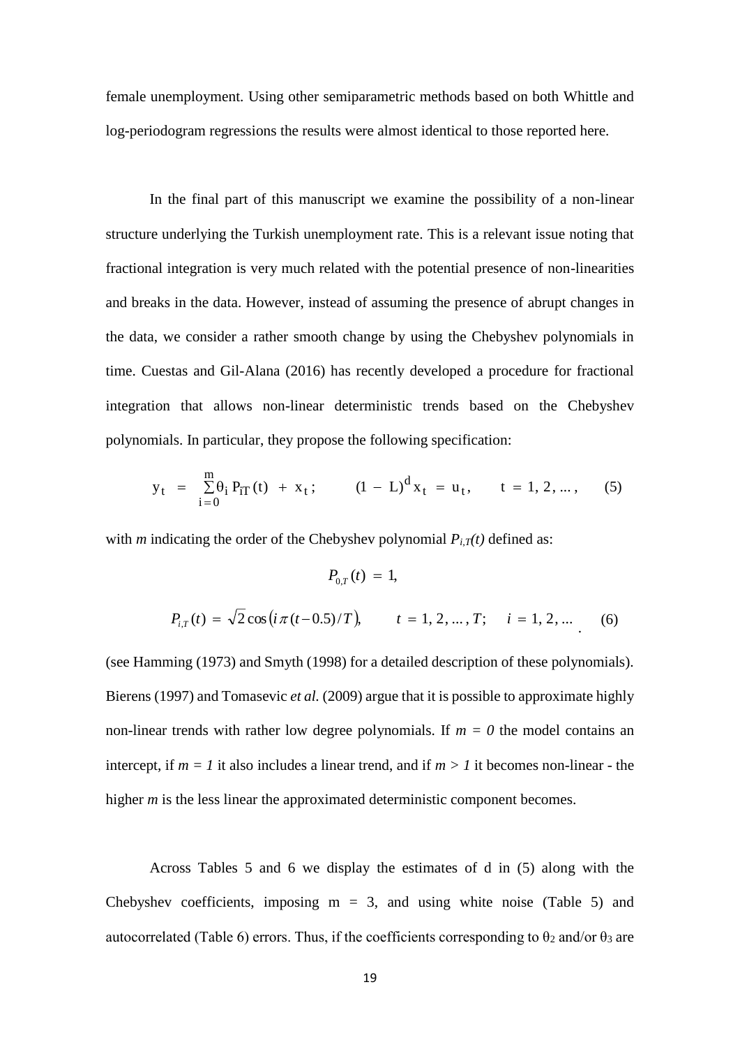female unemployment. Using other semiparametric methods based on both Whittle and log-periodogram regressions the results were almost identical to those reported here.

In the final part of this manuscript we examine the possibility of a non-linear structure underlying the Turkish unemployment rate. This is a relevant issue noting that fractional integration is very much related with the potential presence of non-linearities and breaks in the data. However, instead of assuming the presence of abrupt changes in the data, we consider a rather smooth change by using the Chebyshev polynomials in time. Cuestas and Gil-Alana (2016) has recently developed a procedure for fractional integration that allows non-linear deterministic trends based on the Chebyshev polynomials. In particular, they propose the following specification:

$$y_t \;=\; \sum_{i=0}^{m} \theta_i \, P_{iT}(t) \;+\; x_t\,; \qquad (1 \,-\, L)^d \, x_t \;=\; u_t, \qquad t \;=\; 1,\, 2,\, \ldots, \qquad (5)$$

with *m* indicating the order of the Chebyshev polynomial $P_{i,T}(t)$ defined as:

$$P_{0,T}(t) \;=\; 1,$$

$$P_{i,T}(t) \;=\; \sqrt{2}\cos\left(i\,\pi\,(t-0.5)/T\right), \qquad t \;=\; 1,\, 2,\, \ldots,\, T; \quad i \;=\; 1,\, 2,\, \ldots \qquad (6)$$

(see Hamming (1973) and Smyth (1998) for a detailed description of these polynomials). Bierens (1997) and Tomasevic *et al.* (2009) argue that it is possible to approximate highly non-linear trends with rather low degree polynomials. If $m = 0$ the model contains an intercept, if $m = 1$ it also includes a linear trend, and if $m > 1$ it becomes non-linear - the higher *m* is the less linear the approximated deterministic component becomes.

Across Tables 5 and 6 we display the estimates of d in (5) along with the Chebyshev coefficients, imposing m = 3, and using white noise (Table 5) and autocorrelated (Table 6) errors. Thus, if the coefficients corresponding to $\theta_2$ and/or $\theta_3$ are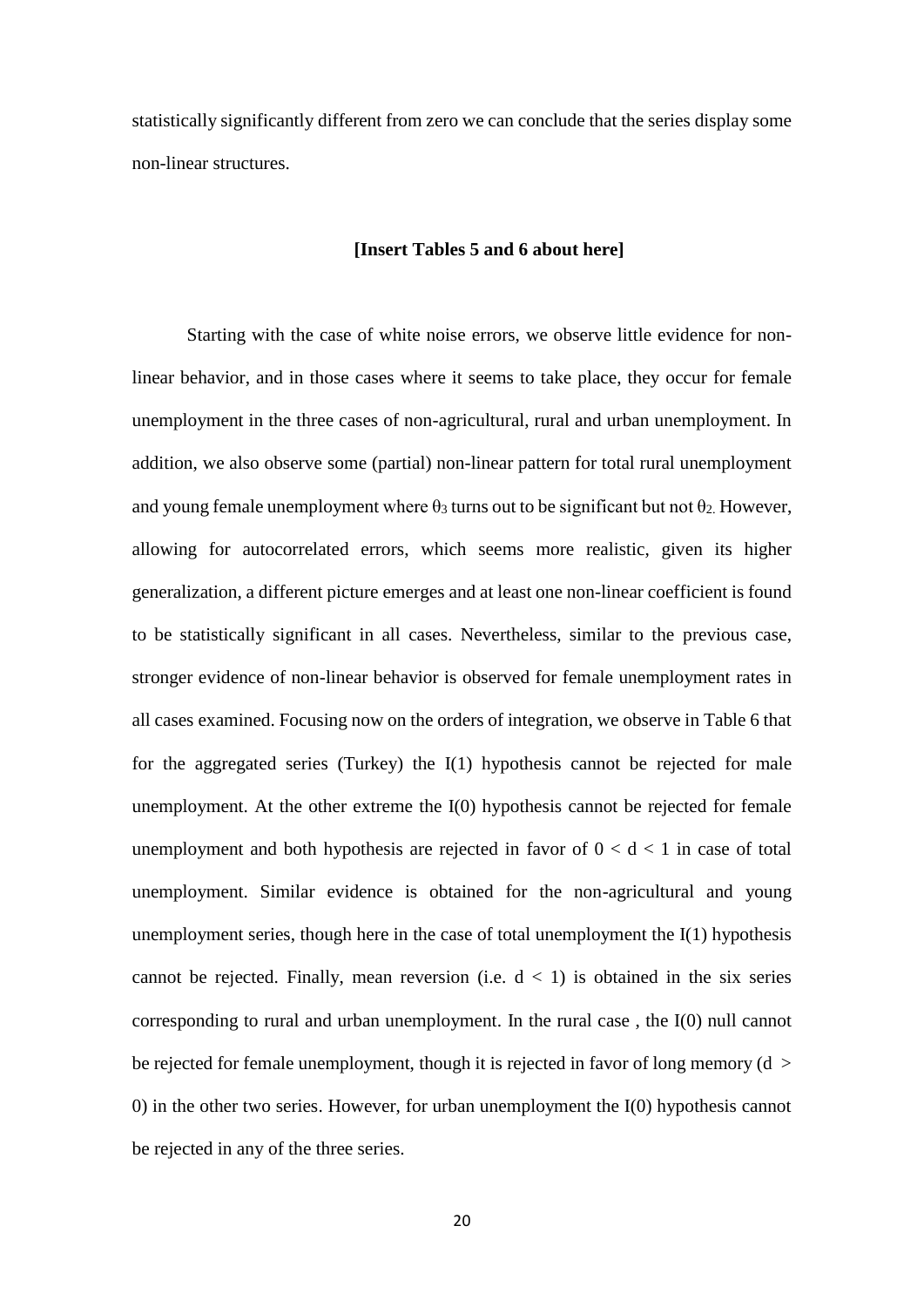statistically significantly different from zero we can conclude that the series display some non-linear structures.

**[Insert Tables 5 and 6 about here]**

Starting with the case of white noise errors, we observe little evidence for non-linear behavior, and in those cases where it seems to take place, they occur for female unemployment in the three cases of non-agricultural, rural and urban unemployment. In addition, we also observe some (partial) non-linear pattern for total rural unemployment and young female unemployment where $\theta_3$ turns out to be significant but not $\theta_2$. However, allowing for autocorrelated errors, which seems more realistic, given its higher generalization, a different picture emerges and at least one non-linear coefficient is found to be statistically significant in all cases. Nevertheless, similar to the previous case, stronger evidence of non-linear behavior is observed for female unemployment rates in all cases examined. Focusing now on the orders of integration, we observe in Table 6 that for the aggregated series (Turkey) the I(1) hypothesis cannot be rejected for male unemployment. At the other extreme the I(0) hypothesis cannot be rejected for female unemployment and both hypothesis are rejected in favor of $0 < d < 1$ in case of total unemployment. Similar evidence is obtained for the non-agricultural and young unemployment series, though here in the case of total unemployment the I(1) hypothesis cannot be rejected. Finally, mean reversion (i.e. $d < 1$) is obtained in the six series corresponding to rural and urban unemployment. In the rural case , the I(0) null cannot be rejected for female unemployment, though it is rejected in favor of long memory ($d > 0$) in the other two series. However, for urban unemployment the I(0) hypothesis cannot be rejected in any of the three series.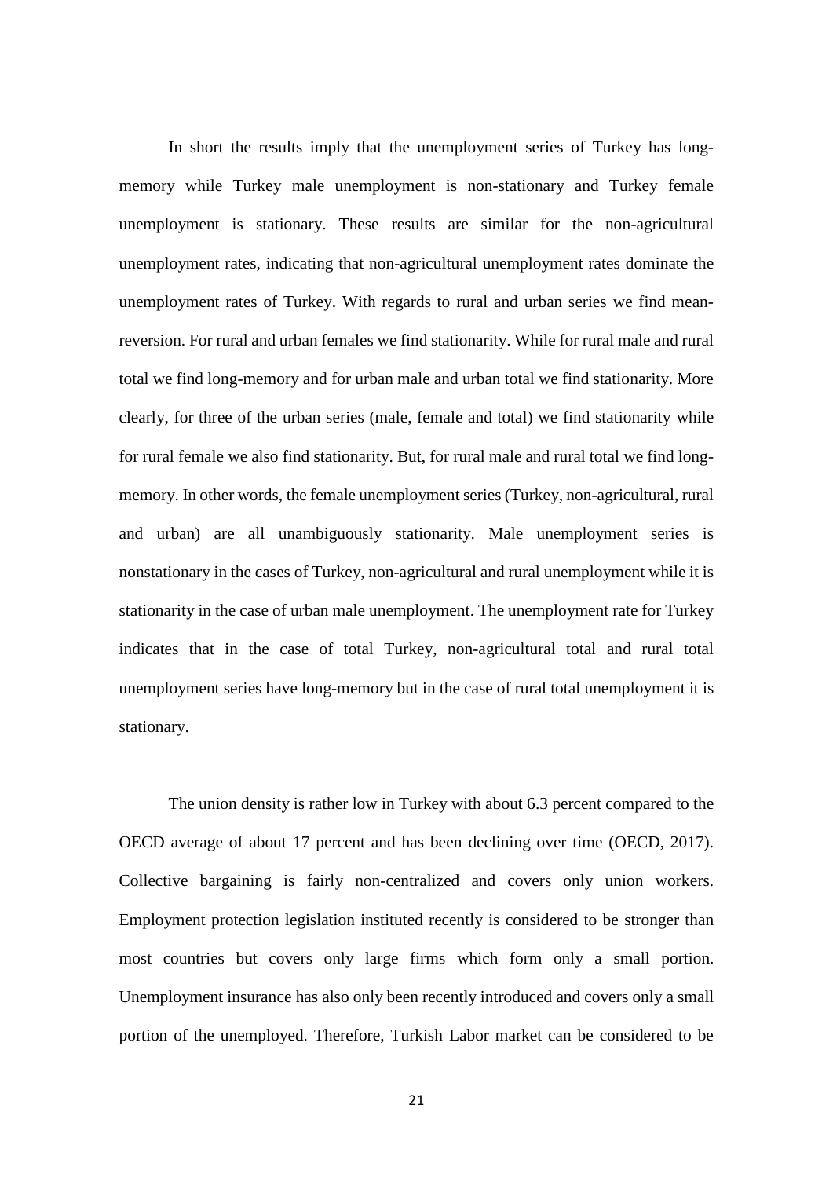In short the results imply that the unemployment series of Turkey has long-memory while Turkey male unemployment is non-stationary and Turkey female unemployment is stationary. These results are similar for the non-agricultural unemployment rates, indicating that non-agricultural unemployment rates dominate the unemployment rates of Turkey. With regards to rural and urban series we find mean-reversion. For rural and urban females we find stationarity. While for rural male and rural total we find long-memory and for urban male and urban total we find stationarity. More clearly, for three of the urban series (male, female and total) we find stationarity while for rural female we also find stationarity. But, for rural male and rural total we find long-memory. In other words, the female unemployment series (Turkey, non-agricultural, rural and urban) are all unambiguously stationarity. Male unemployment series is nonstationary in the cases of Turkey, non-agricultural and rural unemployment while it is stationarity in the case of urban male unemployment. The unemployment rate for Turkey indicates that in the case of total Turkey, non-agricultural total and rural total unemployment series have long-memory but in the case of rural total unemployment it is stationary.

The union density is rather low in Turkey with about 6.3 percent compared to the OECD average of about 17 percent and has been declining over time (OECD, 2017). Collective bargaining is fairly non-centralized and covers only union workers. Employment protection legislation instituted recently is considered to be stronger than most countries but covers only large firms which form only a small portion. Unemployment insurance has also only been recently introduced and covers only a small portion of the unemployed. Therefore, Turkish Labor market can be considered to be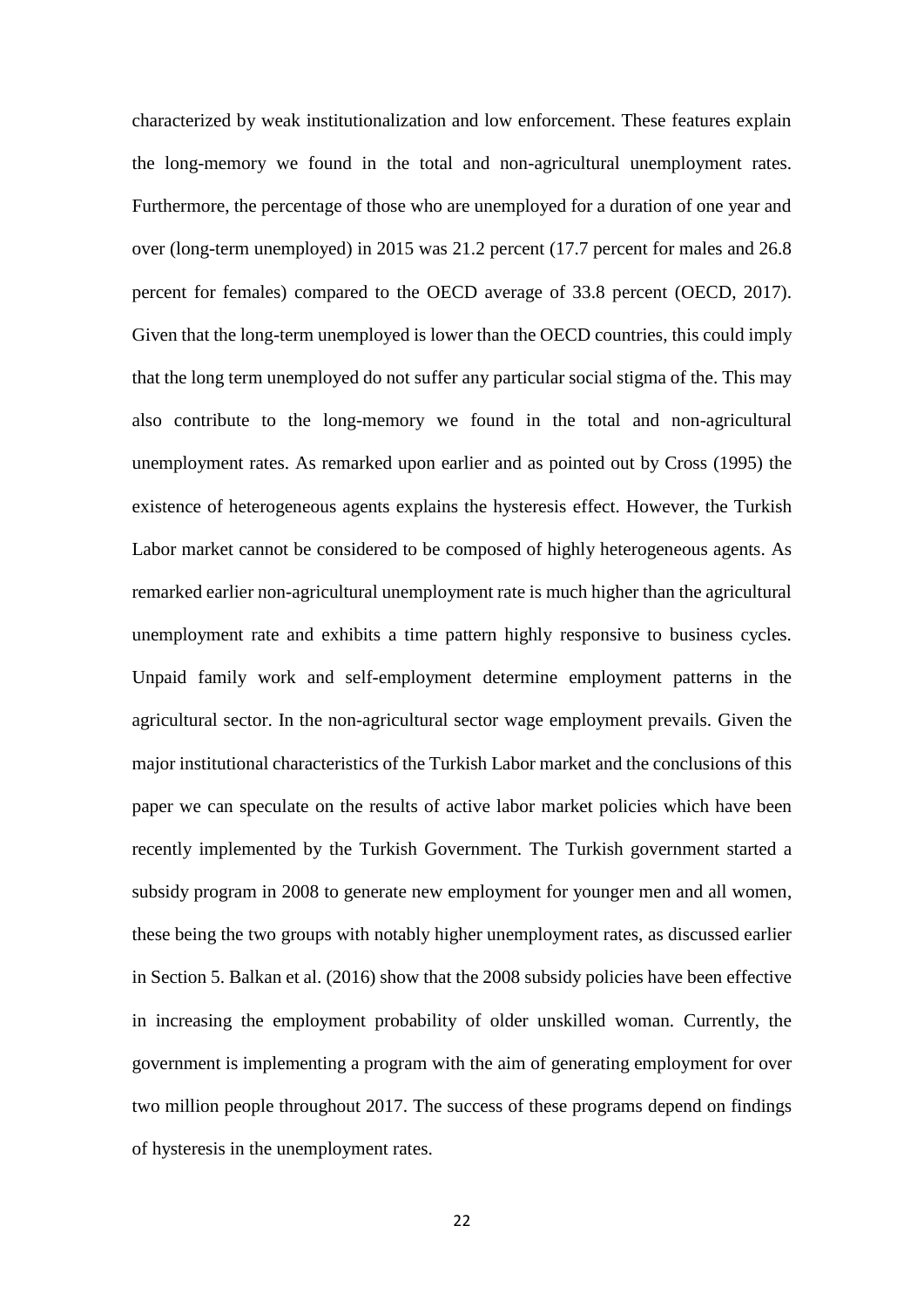characterized by weak institutionalization and low enforcement. These features explain the long-memory we found in the total and non-agricultural unemployment rates. Furthermore, the percentage of those who are unemployed for a duration of one year and over (long-term unemployed) in 2015 was 21.2 percent (17.7 percent for males and 26.8 percent for females) compared to the OECD average of 33.8 percent (OECD, 2017). Given that the long-term unemployed is lower than the OECD countries, this could imply that the long term unemployed do not suffer any particular social stigma of the. This may also contribute to the long-memory we found in the total and non-agricultural unemployment rates. As remarked upon earlier and as pointed out by Cross (1995) the existence of heterogeneous agents explains the hysteresis effect. However, the Turkish Labor market cannot be considered to be composed of highly heterogeneous agents. As remarked earlier non-agricultural unemployment rate is much higher than the agricultural unemployment rate and exhibits a time pattern highly responsive to business cycles. Unpaid family work and self-employment determine employment patterns in the agricultural sector. In the non-agricultural sector wage employment prevails. Given the major institutional characteristics of the Turkish Labor market and the conclusions of this paper we can speculate on the results of active labor market policies which have been recently implemented by the Turkish Government. The Turkish government started a subsidy program in 2008 to generate new employment for younger men and all women, these being the two groups with notably higher unemployment rates, as discussed earlier in Section 5. Balkan et al. (2016) show that the 2008 subsidy policies have been effective in increasing the employment probability of older unskilled woman. Currently, the government is implementing a program with the aim of generating employment for over two million people throughout 2017. The success of these programs depend on findings of hysteresis in the unemployment rates.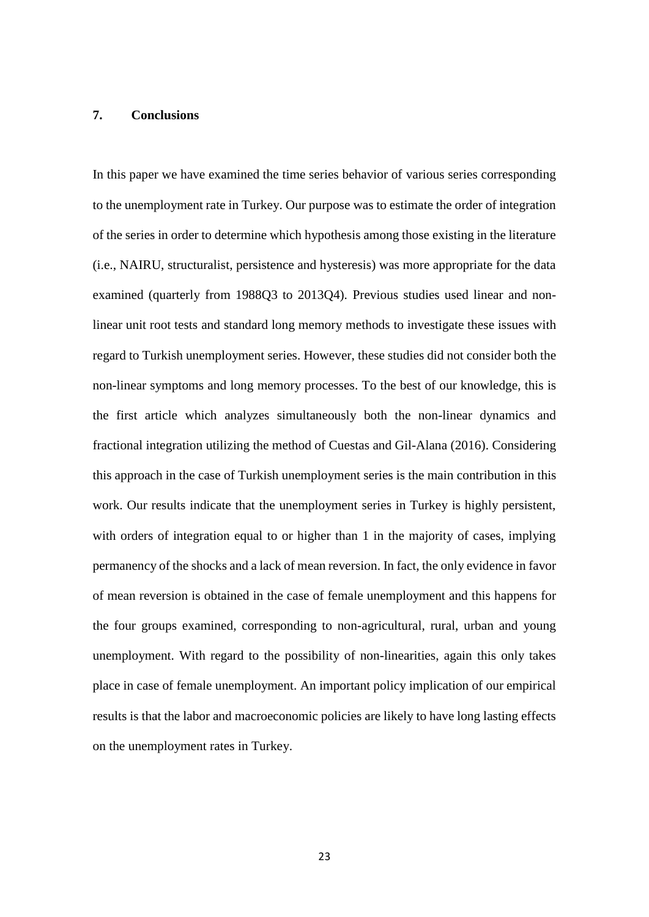## 7. Conclusions

In this paper we have examined the time series behavior of various series corresponding to the unemployment rate in Turkey. Our purpose was to estimate the order of integration of the series in order to determine which hypothesis among those existing in the literature (i.e., NAIRU, structuralist, persistence and hysteresis) was more appropriate for the data examined (quarterly from 1988Q3 to 2013Q4). Previous studies used linear and non-linear unit root tests and standard long memory methods to investigate these issues with regard to Turkish unemployment series. However, these studies did not consider both the non-linear symptoms and long memory processes. To the best of our knowledge, this is the first article which analyzes simultaneously both the non-linear dynamics and fractional integration utilizing the method of Cuestas and Gil-Alana (2016). Considering this approach in the case of Turkish unemployment series is the main contribution in this work. Our results indicate that the unemployment series in Turkey is highly persistent, with orders of integration equal to or higher than 1 in the majority of cases, implying permanency of the shocks and a lack of mean reversion. In fact, the only evidence in favor of mean reversion is obtained in the case of female unemployment and this happens for the four groups examined, corresponding to non-agricultural, rural, urban and young unemployment. With regard to the possibility of non-linearities, again this only takes place in case of female unemployment. An important policy implication of our empirical results is that the labor and macroeconomic policies are likely to have long lasting effects on the unemployment rates in Turkey.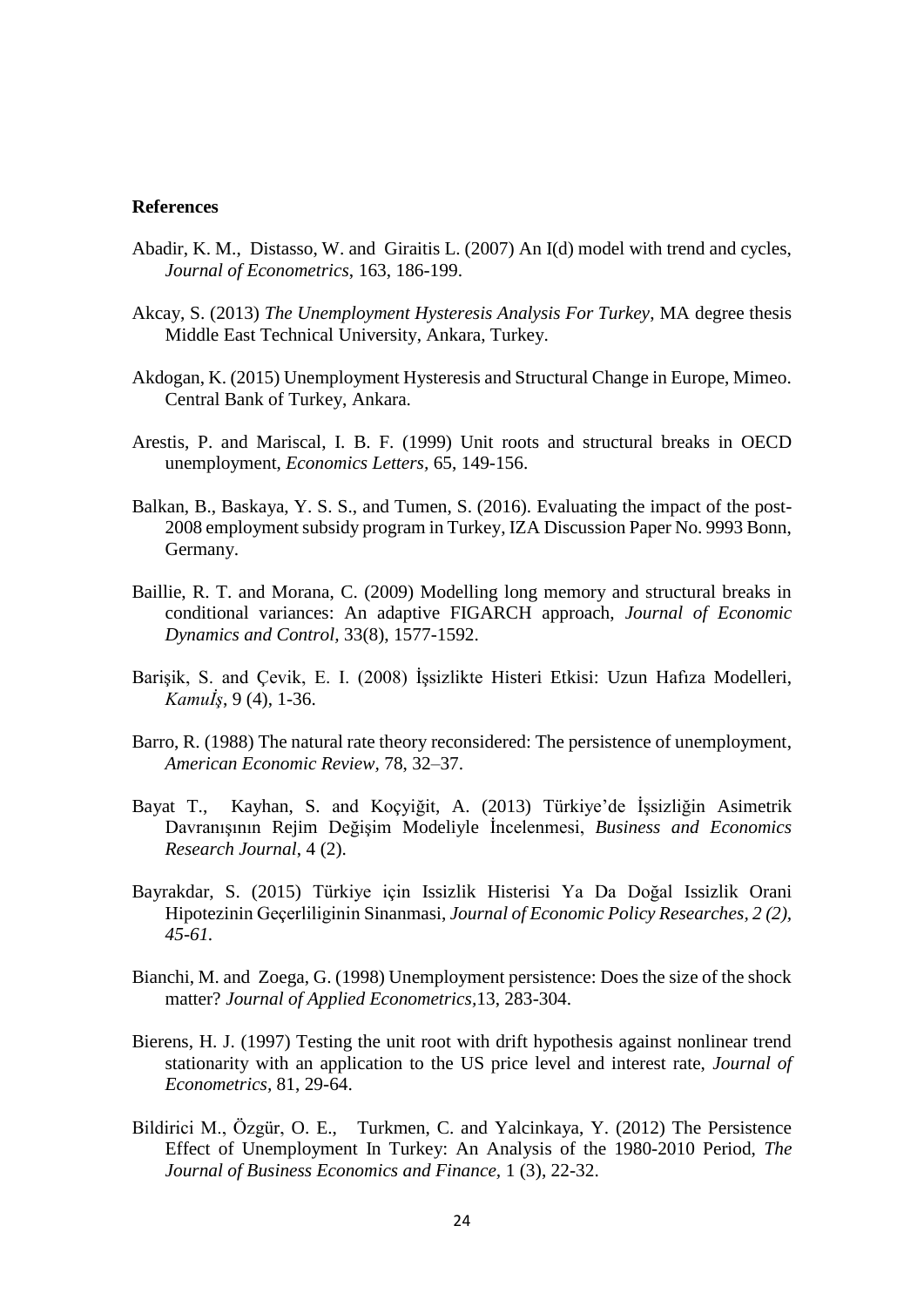## References

Abadir, K. M., Distasso, W. and Giraitis L. (2007) An I(d) model with trend and cycles, *Journal of Econometrics*, 163, 186-199.

Akcay, S. (2013) *The Unemployment Hysteresis Analysis For Turkey*, MA degree thesis Middle East Technical University, Ankara, Turkey.

Akdogan, K. (2015) Unemployment Hysteresis and Structural Change in Europe, Mimeo. Central Bank of Turkey, Ankara.

Arestis, P. and Mariscal, I. B. F. (1999) Unit roots and structural breaks in OECD unemployment, *Economics Letters,* 65, 149-156.

Balkan, B., Baskaya, Y. S. S., and Tumen, S. (2016). Evaluating the impact of the post-2008 employment subsidy program in Turkey, IZA Discussion Paper No. 9993 Bonn, Germany.

Baillie, R. T. and Morana, C. (2009) Modelling long memory and structural breaks in conditional variances: An adaptive FIGARCH approach, *Journal of Economic Dynamics and Control,* 33(8), 1577-1592.

Barişik, S. and Çevik, E. I. (2008) İşsizlikte Histeri Etkisi: Uzun Hafıza Modelleri, *Kamuİş*, 9 (4), 1-36.

Barro, R. (1988) The natural rate theory reconsidered: The persistence of unemployment, *American Economic Review,* 78, 32–37.

Bayat T., Kayhan, S. and Koçyiğit, A. (2013) Türkiye'de İşsizliğin Asimetrik Davranışının Rejim Değişim Modeliyle İncelenmesi, *Business and Economics Research Journal*, 4 (2).

Bayrakdar, S. (2015) Türkiye için Issizlik Histerisi Ya Da Doğal Issizlik Orani Hipotezinin Geçerliliginin Sinanmasi, *Journal of Economic Policy Researches, 2 (2), 45-61.*

Bianchi, M. and Zoega, G. (1998) Unemployment persistence: Does the size of the shock matter? *Journal of Applied Econometrics,*13, 283-304.

Bierens, H. J. (1997) Testing the unit root with drift hypothesis against nonlinear trend stationarity with an application to the US price level and interest rate, *Journal of Econometrics,* 81, 29-64.

Bildirici M., Özgür, O. E., Turkmen, C. and Yalcinkaya, Y. (2012) The Persistence Effect of Unemployment In Turkey: An Analysis of the 1980-2010 Period, *The Journal of Business Economics and Finance,* 1 (3), 22-32.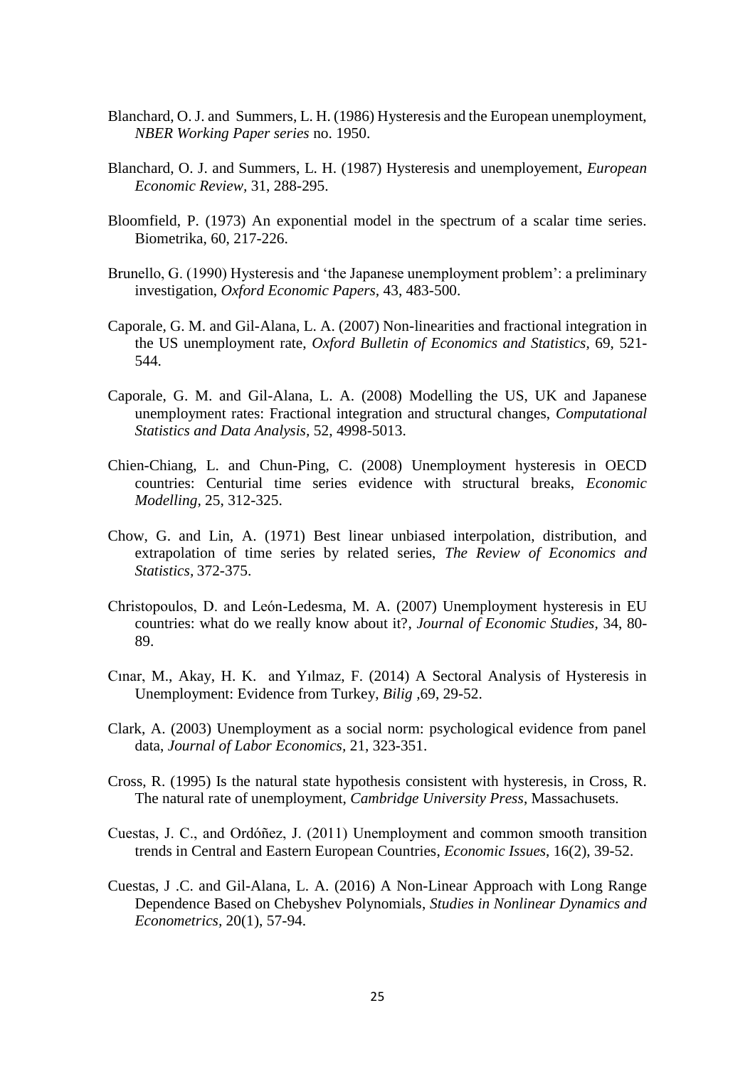Blanchard, O. J. and Summers, L. H. (1986) Hysteresis and the European unemployment, *NBER Working Paper series* no. 1950.

Blanchard, O. J. and Summers, L. H. (1987) Hysteresis and unemployement, *European Economic Review,* 31, 288-295.

Bloomfield, P. (1973) An exponential model in the spectrum of a scalar time series. Biometrika, 60, 217-226.

Brunello, G. (1990) Hysteresis and 'the Japanese unemployment problem': a preliminary investigation, *Oxford Economic Papers,* 43, 483-500.

Caporale, G. M. and Gil-Alana, L. A. (2007) Non-linearities and fractional integration in the US unemployment rate, *Oxford Bulletin of Economics and Statistics,* 69, 521-544.

Caporale, G. M. and Gil-Alana, L. A. (2008) Modelling the US, UK and Japanese unemployment rates: Fractional integration and structural changes, *Computational Statistics and Data Analysis,* 52, 4998-5013.

Chien-Chiang, L. and Chun-Ping, C. (2008) Unemployment hysteresis in OECD countries: Centurial time series evidence with structural breaks, *Economic Modelling,* 25, 312-325.

Chow, G. and Lin, A. (1971) Best linear unbiased interpolation, distribution, and extrapolation of time series by related series, *The Review of Economics and Statistics,* 372-375.

Christopoulos, D. and León-Ledesma, M. A. (2007) Unemployment hysteresis in EU countries: what do we really know about it?, *Journal of Economic Studies,* 34, 80-89.

Cınar, M., Akay, H. K. and Yılmaz, F. (2014) A Sectoral Analysis of Hysteresis in Unemployment: Evidence from Turkey, *Bilig* ,69, 29-52.

Clark, A. (2003) Unemployment as a social norm: psychological evidence from panel data, *Journal of Labor Economics,* 21, 323-351.

Cross, R. (1995) Is the natural state hypothesis consistent with hysteresis, in Cross, R. The natural rate of unemployment, *Cambridge University Press*, Massachusets.

Cuestas, J. C., and Ordóñez, J. (2011) Unemployment and common smooth transition trends in Central and Eastern European Countries, *Economic Issues*, 16(2), 39-52.

Cuestas, J .C. and Gil-Alana, L. A. (2016) A Non-Linear Approach with Long Range Dependence Based on Chebyshev Polynomials, *Studies in Nonlinear Dynamics and Econometrics,* 20(1), 57-94.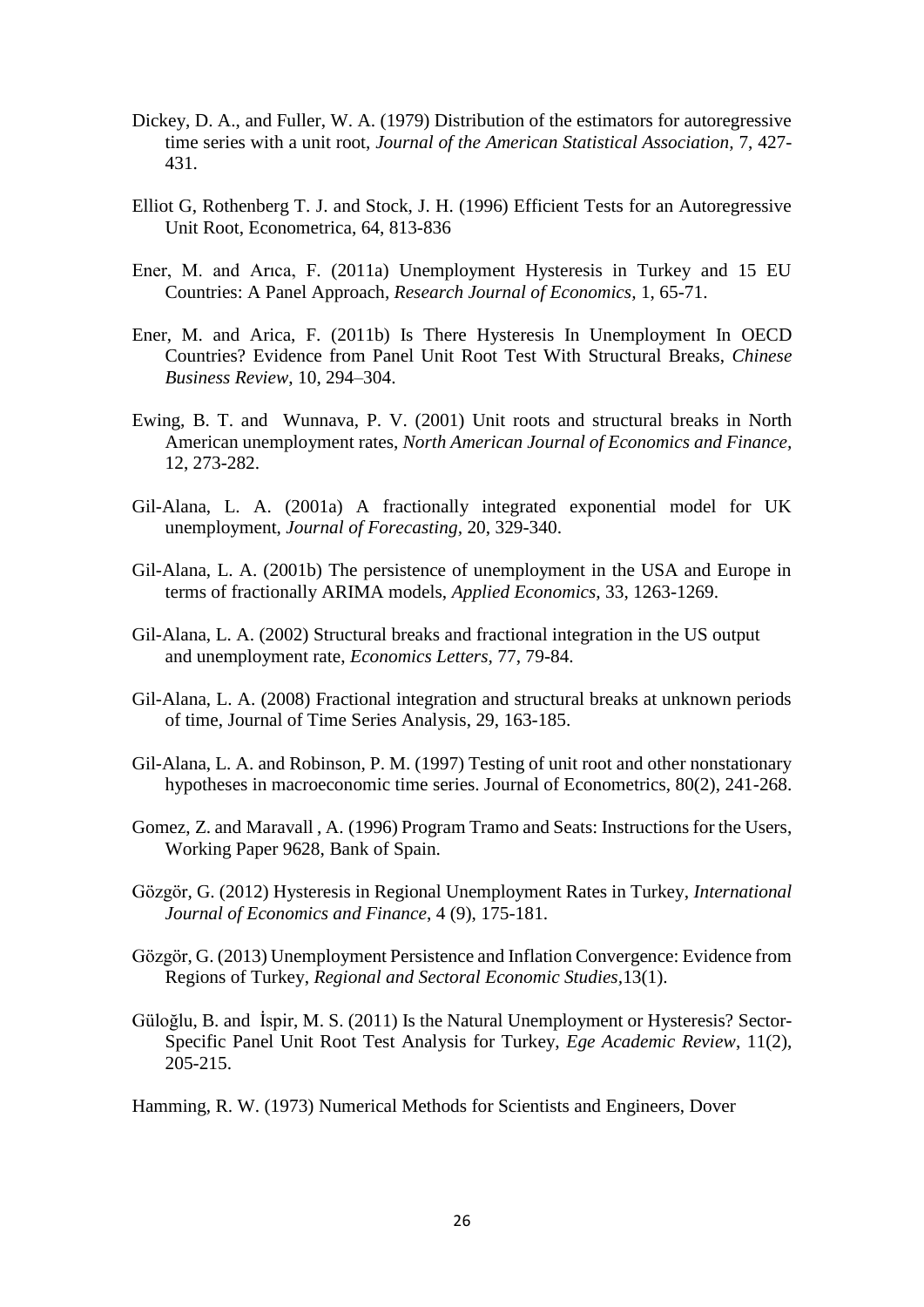Dickey, D. A., and Fuller, W. A. (1979) Distribution of the estimators for autoregressive time series with a unit root, *Journal of the American Statistical Association*, 7, 427-431.

Elliot G, Rothenberg T. J. and Stock, J. H. (1996) Efficient Tests for an Autoregressive Unit Root, Econometrica, 64, 813-836

Ener, M. and Arıca, F. (2011a) Unemployment Hysteresis in Turkey and 15 EU Countries: A Panel Approach, *Research Journal of Economics,* 1, 65-71.

Ener, M. and Arica, F. (2011b) Is There Hysteresis In Unemployment In OECD Countries? Evidence from Panel Unit Root Test With Structural Breaks, *Chinese Business Review,* 10, 294–304.

Ewing, B. T. and Wunnava, P. V. (2001) Unit roots and structural breaks in North American unemployment rates, *North American Journal of Economics and Finance*, 12, 273-282.

Gil-Alana, L. A. (2001a) A fractionally integrated exponential model for UK unemployment, *Journal of Forecasting*, 20, 329-340.

Gil-Alana, L. A. (2001b) The persistence of unemployment in the USA and Europe in terms of fractionally ARIMA models, *Applied Economics,* 33, 1263-1269.

Gil-Alana, L. A. (2002) Structural breaks and fractional integration in the US output and unemployment rate, *Economics Letters*, 77, 79-84.

Gil-Alana, L. A. (2008) Fractional integration and structural breaks at unknown periods of time, Journal of Time Series Analysis, 29, 163-185.

Gil-Alana, L. A. and Robinson, P. M. (1997) Testing of unit root and other nonstationary hypotheses in macroeconomic time series. Journal of Econometrics, 80(2), 241-268.

Gomez, Z. and Maravall , A. (1996) Program Tramo and Seats: Instructions for the Users, Working Paper 9628, Bank of Spain.

Gözgör, G. (2012) Hysteresis in Regional Unemployment Rates in Turkey, *International Journal of Economics and Finance*, 4 (9), 175-181.

Gözgör, G. (2013) Unemployment Persistence and Inflation Convergence: Evidence from Regions of Turkey, *Regional and Sectoral Economic Studies*,13(1).

Güloğlu, B. and İspir, M. S. (2011) Is the Natural Unemployment or Hysteresis? Sector-Specific Panel Unit Root Test Analysis for Turkey, *Ege Academic Review*, 11(2), 205-215.

Hamming, R. W. (1973) Numerical Methods for Scientists and Engineers, Dover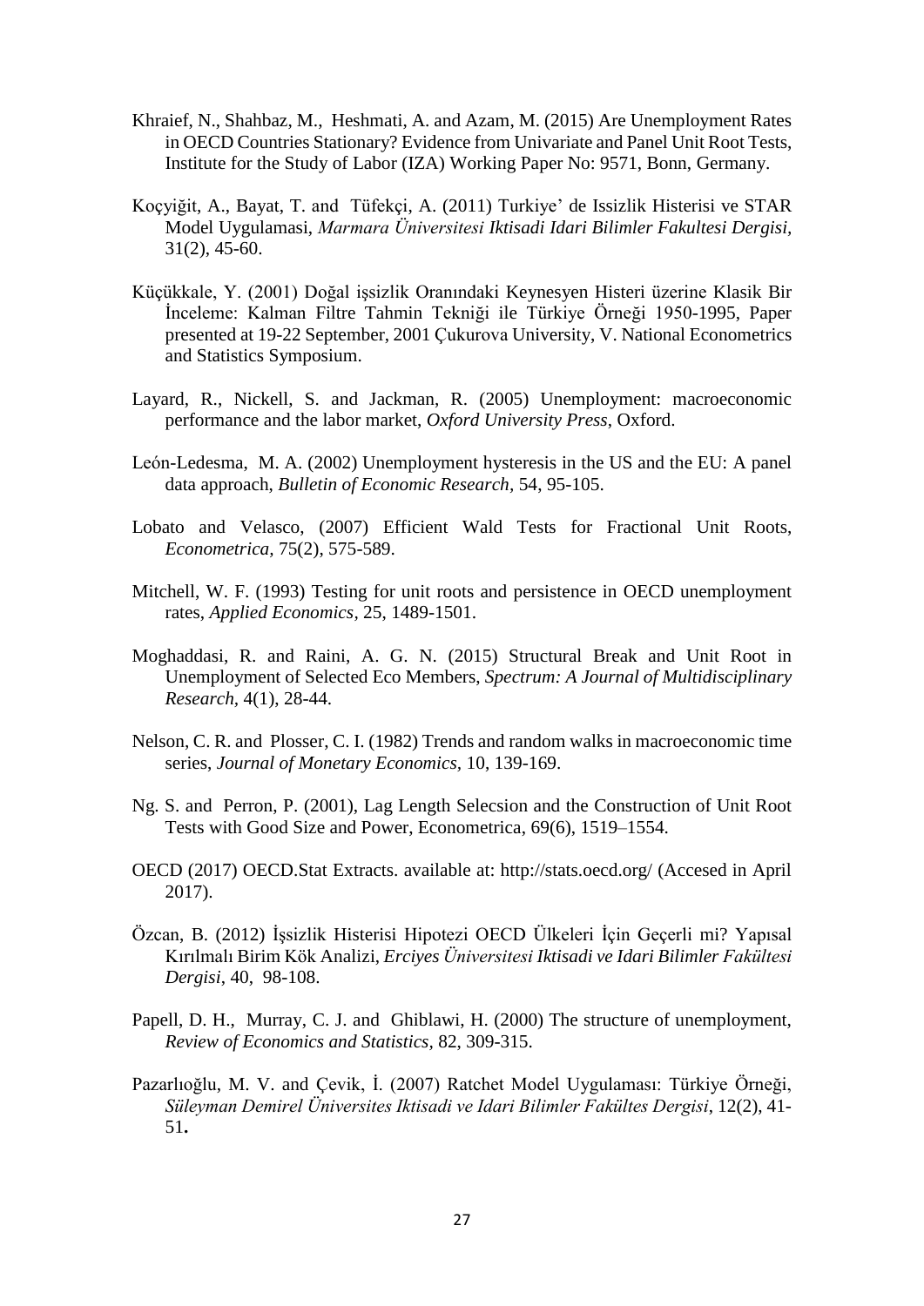Khraief, N., Shahbaz, M., Heshmati, A. and Azam, M. (2015) Are Unemployment Rates in OECD Countries Stationary? Evidence from Univariate and Panel Unit Root Tests, Institute for the Study of Labor (IZA) Working Paper No: 9571, Bonn, Germany.

Koçyiğit, A., Bayat, T. and Tüfekçi, A. (2011) Turkiye' de Issizlik Histerisi ve STAR Model Uygulamasi, *Marmara Üniversitesi Iktisadi Idari Bilimler Fakultesi Dergisi*, 31(2), 45-60.

Küçükkale, Y. (2001) Doğal işsizlik Oranındaki Keynesyen Histeri üzerine Klasik Bir İnceleme: Kalman Filtre Tahmin Tekniği ile Türkiye Örneği 1950-1995, Paper presented at 19-22 September, 2001 Çukurova University, V. National Econometrics and Statistics Symposium.

Layard, R., Nickell, S. and Jackman, R. (2005) Unemployment: macroeconomic performance and the labor market, *Oxford University Press*, Oxford.

León-Ledesma, M. A. (2002) Unemployment hysteresis in the US and the EU: A panel data approach, *Bulletin of Economic Research*, 54, 95-105.

Lobato and Velasco, (2007) Efficient Wald Tests for Fractional Unit Roots, *Econometrica*, 75(2), 575-589.

Mitchell, W. F. (1993) Testing for unit roots and persistence in OECD unemployment rates, *Applied Economics*, 25, 1489-1501.

Moghaddasi, R. and Raini, A. G. N. (2015) Structural Break and Unit Root in Unemployment of Selected Eco Members, *Spectrum: A Journal of Multidisciplinary Research*, 4(1), 28-44.

Nelson, C. R. and Plosser, C. I. (1982) Trends and random walks in macroeconomic time series, *Journal of Monetary Economics*, 10, 139-169.

Ng. S. and Perron, P. (2001), Lag Length Selecsion and the Construction of Unit Root Tests with Good Size and Power, Econometrica, 69(6), 1519–1554.

OECD (2017) OECD.Stat Extracts. available at: http://stats.oecd.org/ (Accesed in April 2017).

Özcan, B. (2012) İşsizlik Histerisi Hipotezi OECD Ülkeleri İçin Geçerli mi? Yapısal Kırılmalı Birim Kök Analizi, *Erciyes Üniversitesi Iktisadi ve Idari Bilimler Fakültesi Dergisi*, 40, 98-108.

Papell, D. H., Murray, C. J. and Ghiblawi, H. (2000) The structure of unemployment, *Review of Economics and Statistics*, 82, 309-315.

Pazarlıoğlu, M. V. and Çevik, İ. (2007) Ratchet Model Uygulaması: Türkiye Örneği, *Süleyman Demirel Üniversites Iktisadi ve Idari Bilimler Fakültes Dergisi*, 12(2), 41-51**.**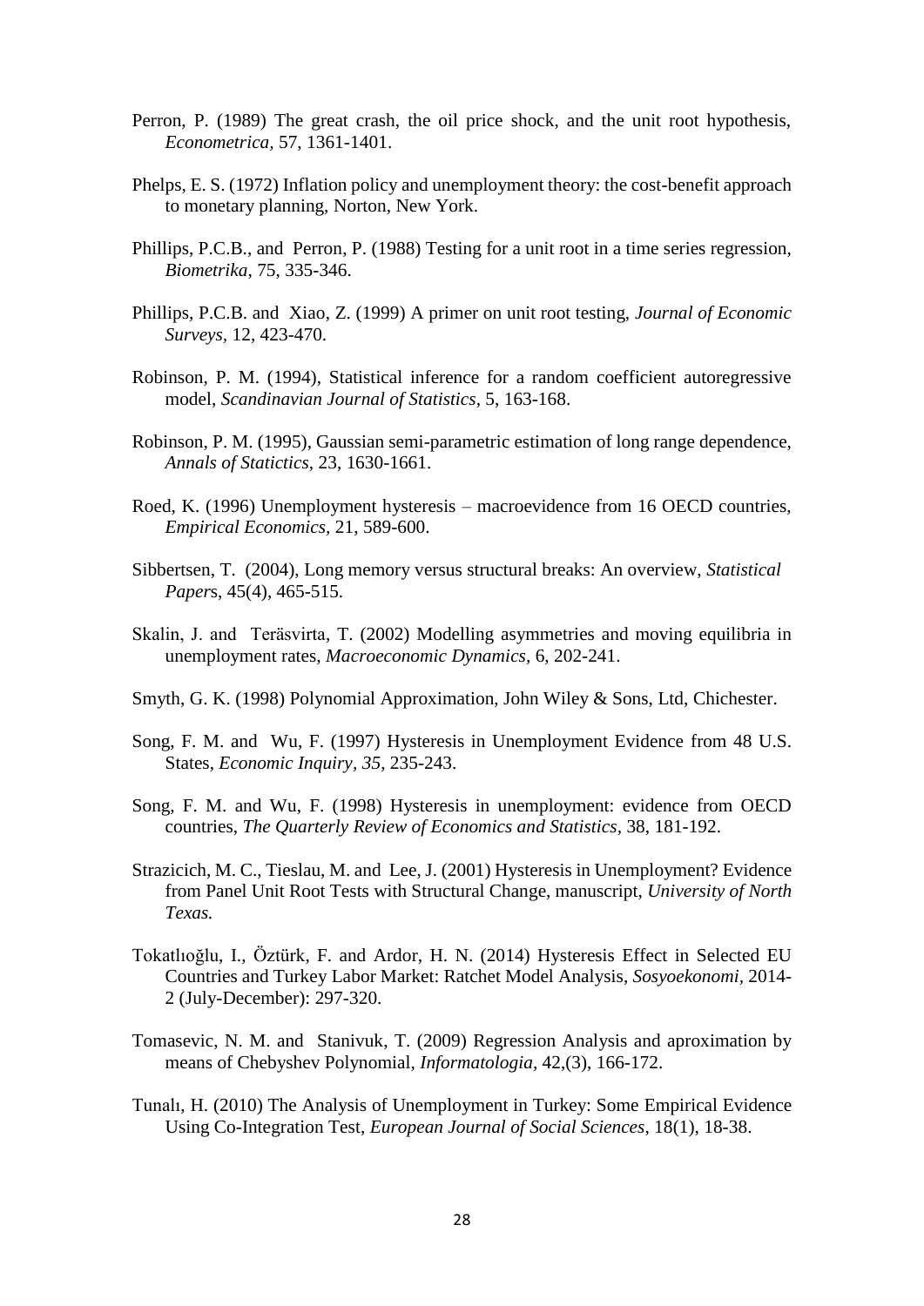Perron, P. (1989) The great crash, the oil price shock, and the unit root hypothesis, *Econometrica,* 57, 1361-1401.

Phelps, E. S. (1972) Inflation policy and unemployment theory: the cost-benefit approach to monetary planning, Norton, New York.

Phillips, P.C.B., and Perron, P. (1988) Testing for a unit root in a time series regression, *Biometrika,* 75, 335-346.

Phillips, P.C.B. and Xiao, Z. (1999) A primer on unit root testing, *Journal of Economic Surveys,* 12, 423-470.

Robinson, P. M. (1994), Statistical inference for a random coefficient autoregressive model, *Scandinavian Journal of Statistics,* 5, 163-168.

Robinson, P. M. (1995), Gaussian semi-parametric estimation of long range dependence, *Annals of Statictics,* 23, 1630-1661.

Roed, K. (1996) Unemployment hysteresis – macroevidence from 16 OECD countries, *Empirical Economics,* 21, 589-600.

Sibbertsen, T. (2004), Long memory versus structural breaks: An overview, *Statistical Papers*, 45(4), 465-515.

Skalin, J. and Teräsvirta, T. (2002) Modelling asymmetries and moving equilibria in unemployment rates, *Macroeconomic Dynamics,* 6, 202-241.

Smyth, G. K. (1998) Polynomial Approximation, John Wiley & Sons, Ltd, Chichester.

Song, F. M. and Wu, F. (1997) Hysteresis in Unemployment Evidence from 48 U.S. States, *Economic Inquiry, 35*, 235-243.

Song, F. M. and Wu, F. (1998) Hysteresis in unemployment: evidence from OECD countries, *The Quarterly Review of Economics and Statistics*, 38, 181-192.

Strazicich, M. C., Tieslau, M. and Lee, J. (2001) Hysteresis in Unemployment? Evidence from Panel Unit Root Tests with Structural Change, manuscript, *University of North Texas.*

Tokatlıoğlu, I., Öztürk, F. and Ardor, H. N. (2014) Hysteresis Effect in Selected EU Countries and Turkey Labor Market: Ratchet Model Analysis, *Sosyoekonomi*, 2014-2 (July-December): 297-320.

Tomasevic, N. M. and Stanivuk, T. (2009) Regression Analysis and aproximation by means of Chebyshev Polynomial, *Informatologia*, 42,(3), 166-172.

Tunalı, H. (2010) The Analysis of Unemployment in Turkey: Some Empirical Evidence Using Co-Integration Test, *European Journal of Social Sciences*, 18(1), 18-38.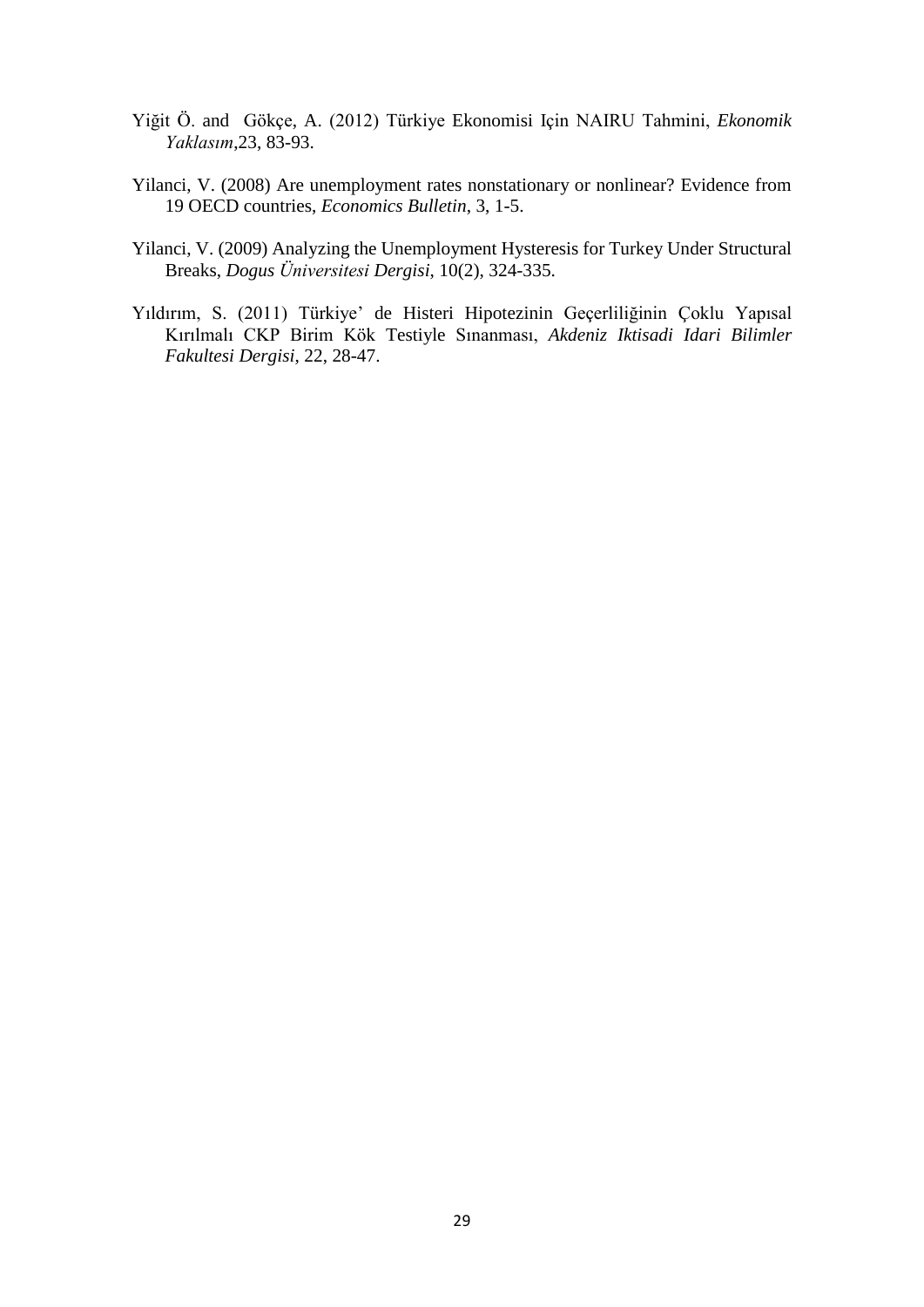Yiğit Ö. and Gökçe, A. (2012) Türkiye Ekonomisi Için NAIRU Tahmini, *Ekonomik Yaklasım*,23, 83-93.

Yilanci, V. (2008) Are unemployment rates nonstationary or nonlinear? Evidence from 19 OECD countries, *Economics Bulletin*, 3, 1-5.

Yilanci, V. (2009) Analyzing the Unemployment Hysteresis for Turkey Under Structural Breaks, *Dogus Üniversitesi Dergisi*, 10(2), 324-335.

Yıldırım, S. (2011) Türkiye' de Histeri Hipotezinin Geçerliliğinin Çoklu Yapısal Kırılmalı CKP Birim Kök Testiyle Sınanması, *Akdeniz Iktisadi Idari Bilimler Fakultesi Dergisi*, 22, 28-47.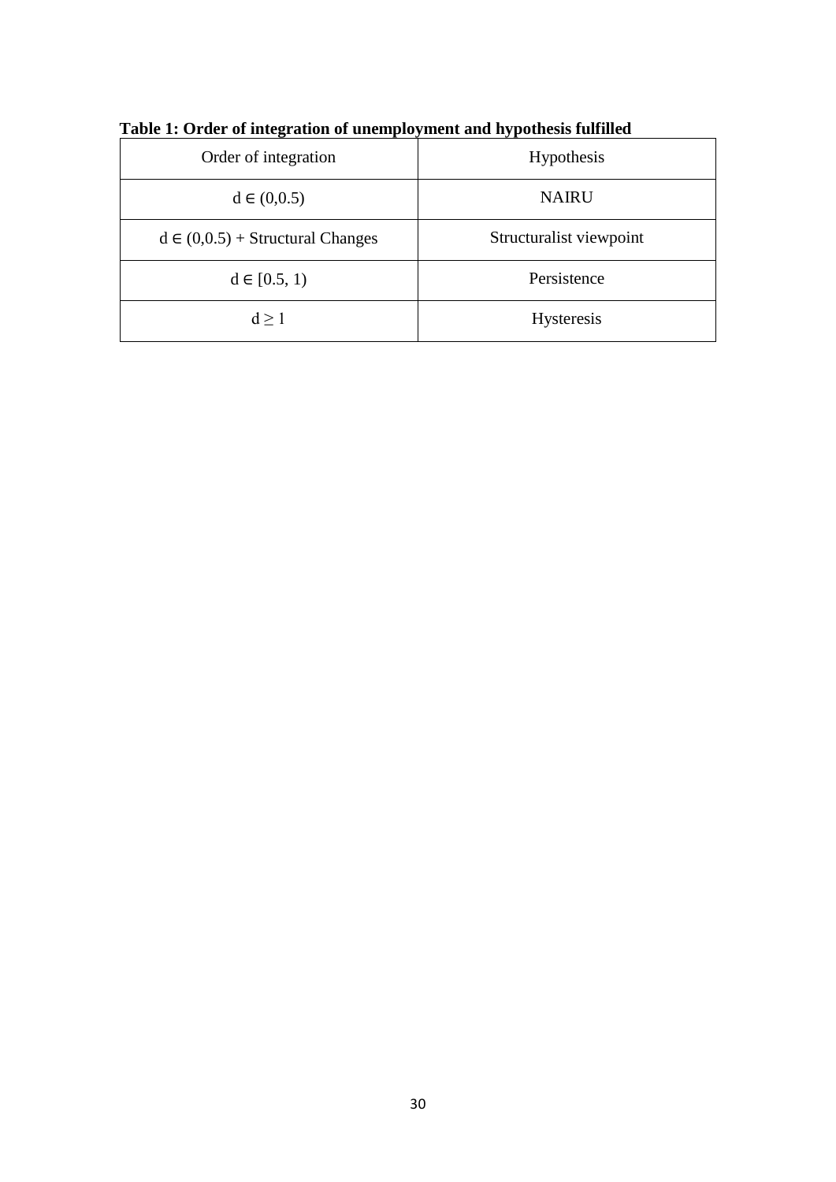**Table 1: Order of integration of unemployment and hypothesis fulfilled**

| Order of integration | Hypothesis |
| --- | --- |
| $d \in (0,0.5)$ | NAIRU |
| $d \in (0,0.5)$ + Structural Changes | Structuralist viewpoint |
| $d \in [0.5, 1)$ | Persistence |
| $d \geq 1$ | Hysteresis |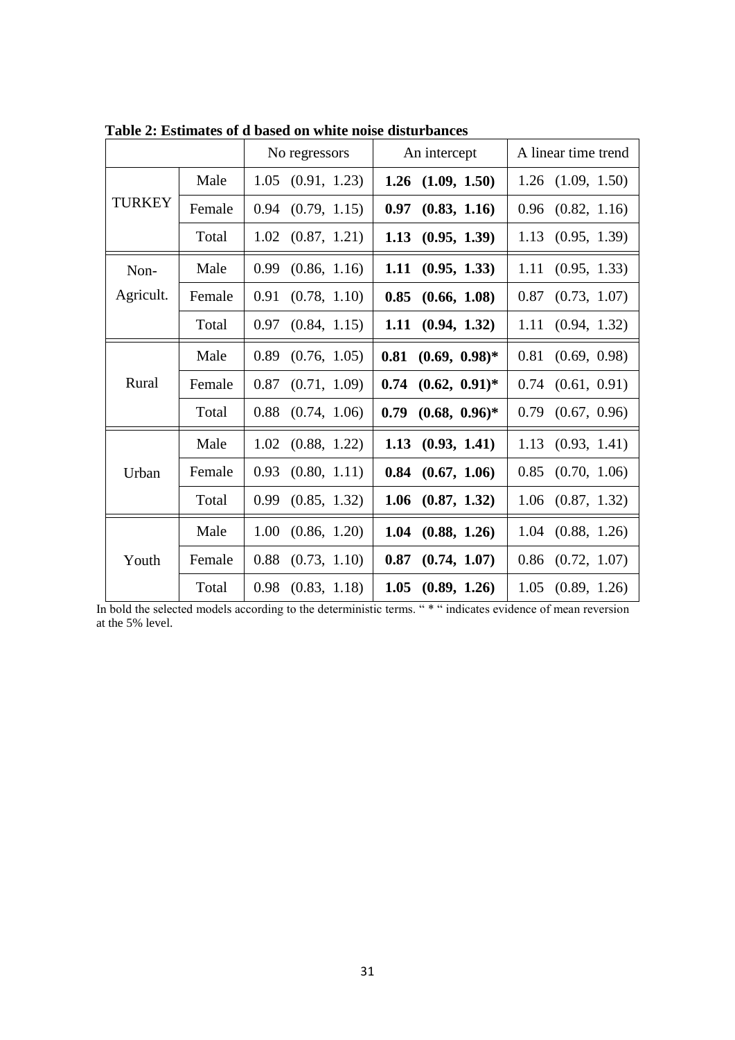**Table 2: Estimates of d based on white noise disturbances**

| | | No regressors | An intercept | A linear time trend |
|---|---|---|---|---|
| TURKEY | Male | 1.05 (0.91, 1.23) | **1.26 (1.09, 1.50)** | 1.26 (1.09, 1.50) |
| | Female | 0.94 (0.79, 1.15) | **0.97 (0.83, 1.16)** | 0.96 (0.82, 1.16) |
| | Total | 1.02 (0.87, 1.21) | **1.13 (0.95, 1.39)** | 1.13 (0.95, 1.39) |
| Non-Agricult. | Male | 0.99 (0.86, 1.16) | **1.11 (0.95, 1.33)** | 1.11 (0.95, 1.33) |
| | Female | 0.91 (0.78, 1.10) | **0.85 (0.66, 1.08)** | 0.87 (0.73, 1.07) |
| | Total | 0.97 (0.84, 1.15) | **1.11 (0.94, 1.32)** | 1.11 (0.94, 1.32) |
| Rural | Male | 0.89 (0.76, 1.05) | **0.81 (0.69, 0.98)*** | 0.81 (0.69, 0.98) |
| | Female | 0.87 (0.71, 1.09) | **0.74 (0.62, 0.91)*** | 0.74 (0.61, 0.91) |
| | Total | 0.88 (0.74, 1.06) | **0.79 (0.68, 0.96)*** | 0.79 (0.67, 0.96) |
| Urban | Male | 1.02 (0.88, 1.22) | **1.13 (0.93, 1.41)** | 1.13 (0.93, 1.41) |
| | Female | 0.93 (0.80, 1.11) | **0.84 (0.67, 1.06)** | 0.85 (0.70, 1.06) |
| | Total | 0.99 (0.85, 1.32) | **1.06 (0.87, 1.32)** | 1.06 (0.87, 1.32) |
| Youth | Male | 1.00 (0.86, 1.20) | **1.04 (0.88, 1.26)** | 1.04 (0.88, 1.26) |
| | Female | 0.88 (0.73, 1.10) | **0.87 (0.74, 1.07)** | 0.86 (0.72, 1.07) |
| | Total | 0.98 (0.83, 1.18) | **1.05 (0.89, 1.26)** | 1.05 (0.89, 1.26) |

In bold the selected models according to the deterministic terms. " * " indicates evidence of mean reversion at the 5% level.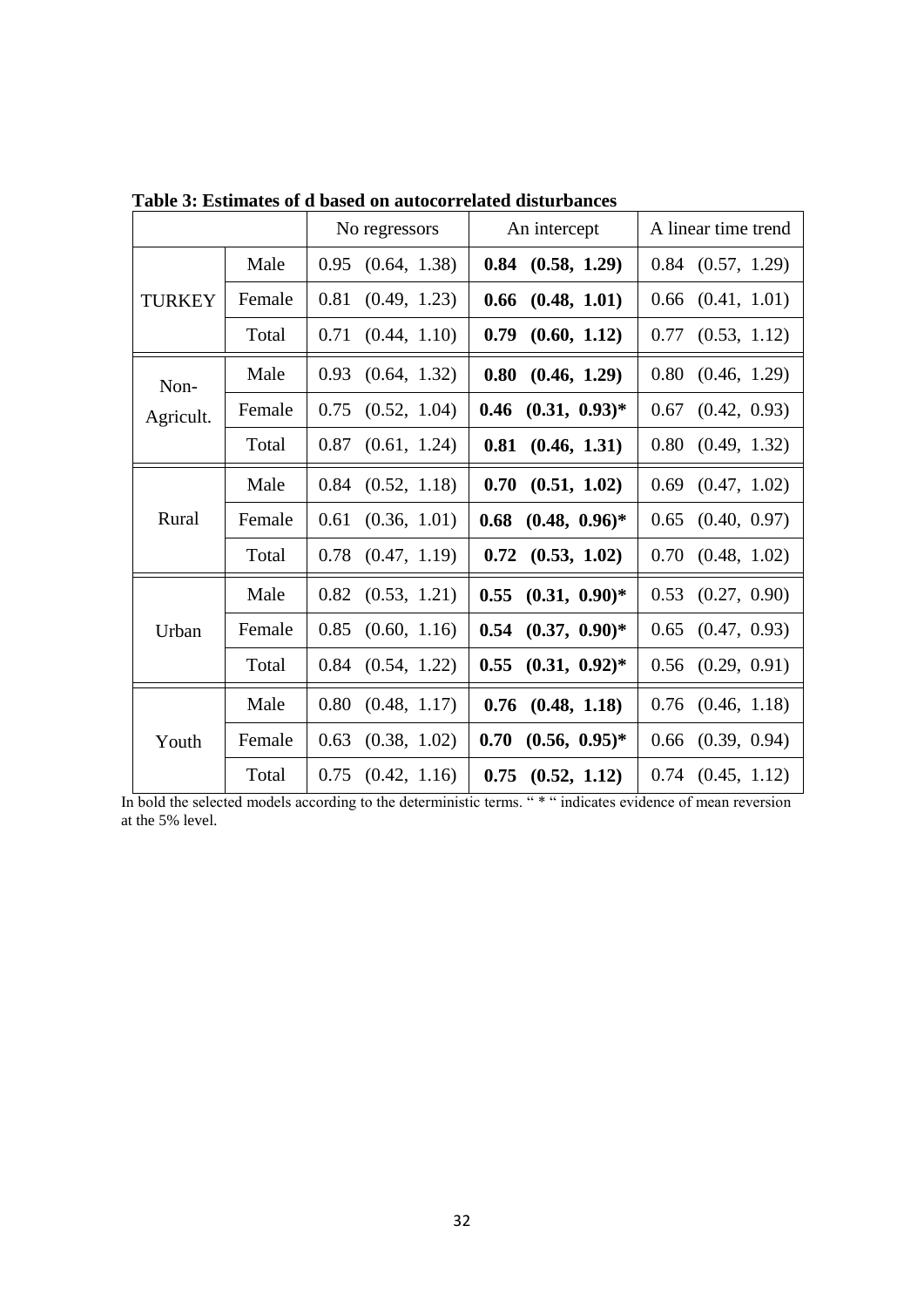**Table 3: Estimates of d based on autocorrelated disturbances**

| | | No regressors | An intercept | A linear time trend |
|---|---|---|---|---|
| TURKEY | Male | 0.95 (0.64, 1.38) | **0.84 (0.58, 1.29)** | 0.84 (0.57, 1.29) |
| | Female | 0.81 (0.49, 1.23) | **0.66 (0.48, 1.01)** | 0.66 (0.41, 1.01) |
| | Total | 0.71 (0.44, 1.10) | **0.79 (0.60, 1.12)** | 0.77 (0.53, 1.12) |
| Non-Agricult. | Male | 0.93 (0.64, 1.32) | **0.80 (0.46, 1.29)** | 0.80 (0.46, 1.29) |
| | Female | 0.75 (0.52, 1.04) | **0.46 (0.31, 0.93)*** | 0.67 (0.42, 0.93) |
| | Total | 0.87 (0.61, 1.24) | **0.81 (0.46, 1.31)** | 0.80 (0.49, 1.32) |
| Rural | Male | 0.84 (0.52, 1.18) | **0.70 (0.51, 1.02)** | 0.69 (0.47, 1.02) |
| | Female | 0.61 (0.36, 1.01) | **0.68 (0.48, 0.96)*** | 0.65 (0.40, 0.97) |
| | Total | 0.78 (0.47, 1.19) | **0.72 (0.53, 1.02)** | 0.70 (0.48, 1.02) |
| Urban | Male | 0.82 (0.53, 1.21) | **0.55 (0.31, 0.90)*** | 0.53 (0.27, 0.90) |
| | Female | 0.85 (0.60, 1.16) | **0.54 (0.37, 0.90)*** | 0.65 (0.47, 0.93) |
| | Total | 0.84 (0.54, 1.22) | **0.55 (0.31, 0.92)*** | 0.56 (0.29, 0.91) |
| Youth | Male | 0.80 (0.48, 1.17) | **0.76 (0.48, 1.18)** | 0.76 (0.46, 1.18) |
| | Female | 0.63 (0.38, 1.02) | **0.70 (0.56, 0.95)*** | 0.66 (0.39, 0.94) |
| | Total | 0.75 (0.42, 1.16) | **0.75 (0.52, 1.12)** | 0.74 (0.45, 1.12) |

In bold the selected models according to the deterministic terms. " * " indicates evidence of mean reversion at the 5% level.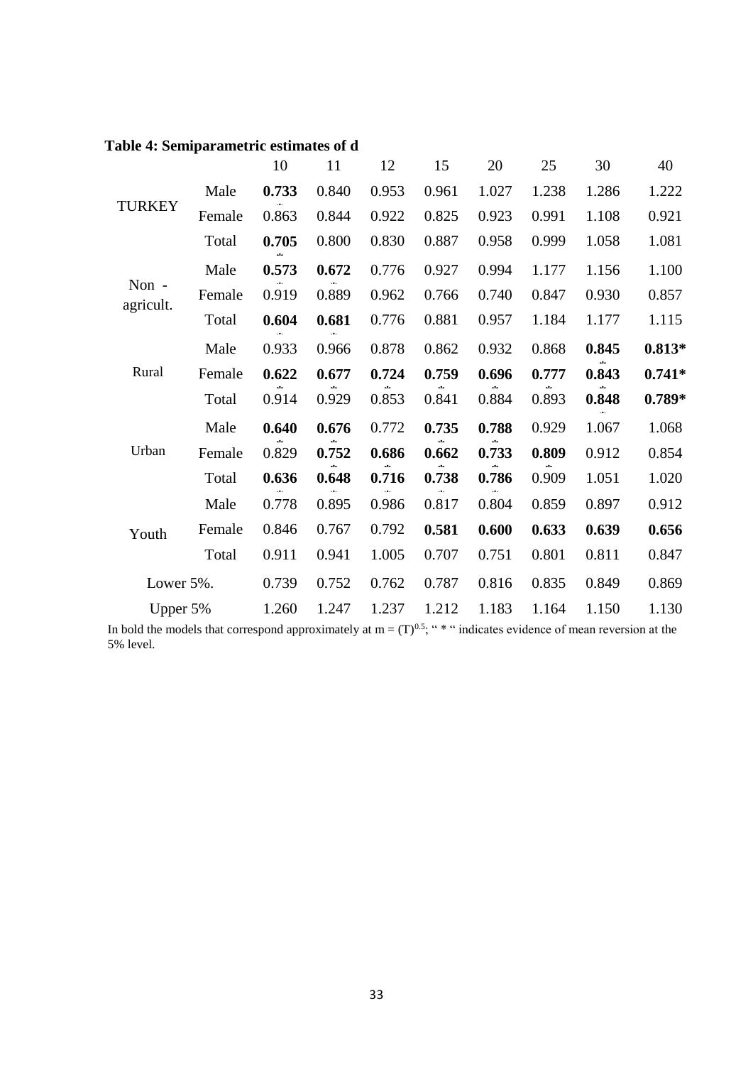**Table 4: Semiparametric estimates of d**

| | | 10 | 11 | 12 | 15 | 20 | 25 | 30 | 40 |
|---|---|---|---|---|---|---|---|---|---|
| TURKEY | Male | **0.733** | 0.840 | 0.953 | 0.961 | 1.027 | 1.238 | 1.286 | 1.222 |
| | Female | 0.863 | 0.844 | 0.922 | 0.825 | 0.923 | 0.991 | 1.108 | 0.921 |
| | Total | **0.705** | 0.800 | 0.830 | 0.887 | 0.958 | 0.999 | 1.058 | 1.081 |
| Non - agricult. | Male | **0.573** | **0.672** | 0.776 | 0.927 | 0.994 | 1.177 | 1.156 | 1.100 |
| | Female | 0.919 | 0.889 | 0.962 | 0.766 | 0.740 | 0.847 | 0.930 | 0.857 |
| | Total | **0.604** | **0.681** | 0.776 | 0.881 | 0.957 | 1.184 | 1.177 | 1.115 |
| Rural | Male | 0.933 | 0.966 | 0.878 | 0.862 | 0.932 | 0.868 | **0.845** | **0.813*** |
| | Female | **0.622** | **0.677** | **0.724** | **0.759** | **0.696** | **0.777** | **0.843** | **0.741*** |
| | Total | 0.914 | 0.929 | 0.853 | 0.841 | 0.884 | 0.893 | **0.848** | **0.789*** |
| Urban | Male | **0.640** | **0.676** | 0.772 | **0.735** | **0.788** | 0.929 | 1.067 | 1.068 |
| | Female | 0.829 | **0.752** | **0.686** | **0.662** | **0.733** | **0.809** | 0.912 | 0.854 |
| | Total | **0.636** | **0.648** | **0.716** | **0.738** | **0.786** | 0.909 | 1.051 | 1.020 |
| Youth | Male | 0.778 | 0.895 | 0.986 | 0.817 | 0.804 | 0.859 | 0.897 | 0.912 |
| | Female | 0.846 | 0.767 | 0.792 | **0.581** | **0.600** | **0.633** | **0.639** | **0.656** |
| | Total | 0.911 | 0.941 | 1.005 | 0.707 | 0.751 | 0.801 | 0.811 | 0.847 |
| Lower 5%. | | 0.739 | 0.752 | 0.762 | 0.787 | 0.816 | 0.835 | 0.849 | 0.869 |
| Upper 5% | | 1.260 | 1.247 | 1.237 | 1.212 | 1.183 | 1.164 | 1.150 | 1.130 |

In bold the models that correspond approximately at $m = (T)^{0.5}$; " * " indicates evidence of mean reversion at the 5% level.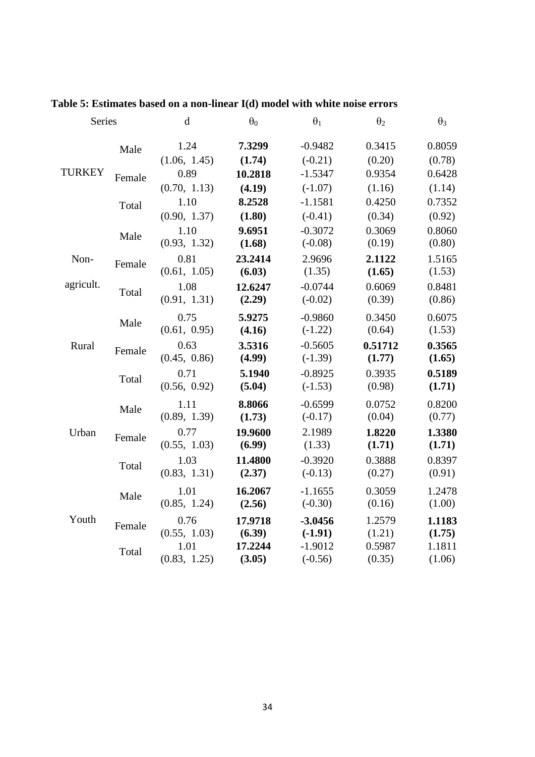**Table 5: Estimates based on a non-linear I(d) model with white noise errors**

| Series | | d | $\theta_0$ | $\theta_1$ | $\theta_2$ | $\theta_3$ |
|---|---|---|---|---|---|---|
| TURKEY | Male | 1.24<br>(1.06, 1.45) | **7.3299**<br>**(1.74)** | -0.9482<br>(-0.21) | 0.3415<br>(0.20) | 0.8059<br>(0.78) |
| | Female | 0.89<br>(0.70, 1.13) | **10.2818**<br>**(4.19)** | -1.5347<br>(-1.07) | 0.9354<br>(1.16) | 0.6428<br>(1.14) |
| | Total | 1.10<br>(0.90, 1.37) | **8.2528**<br>**(1.80)** | -1.1581<br>(-0.41) | 0.4250<br>(0.34) | 0.7352<br>(0.92) |
| Non-agricult. | Male | 1.10<br>(0.93, 1.32) | **9.6951**<br>**(1.68)** | -0.3072<br>(-0.08) | 0.3069<br>(0.19) | 0.8060<br>(0.80) |
| | Female | 0.81<br>(0.61, 1.05) | **23.2414**<br>**(6.03)** | 2.9696<br>(1.35) | **2.1122**<br>**(1.65)** | 1.5165<br>(1.53) |
| | Total | 1.08<br>(0.91, 1.31) | **12.6247**<br>**(2.29)** | -0.0744<br>(-0.02) | 0.6069<br>(0.39) | 0.8481<br>(0.86) |
| Rural | Male | 0.75<br>(0.61, 0.95) | **5.9275**<br>**(4.16)** | -0.9860<br>(-1.22) | 0.3450<br>(0.64) | 0.6075<br>(1.53) |
| | Female | 0.63<br>(0.45, 0.86) | **3.5316**<br>**(4.99)** | -0.5605<br>(-1.39) | **0.51712**<br>**(1.77)** | **0.3565**<br>**(1.65)** |
| | Total | 0.71<br>(0.56, 0.92) | **5.1940**<br>**(5.04)** | -0.8925<br>(-1.53) | 0.3935<br>(0.98) | **0.5189**<br>**(1.71)** |
| Urban | Male | 1.11<br>(0.89, 1.39) | **8.8066**<br>**(1.73)** | -0.6599<br>(-0.17) | 0.0752<br>(0.04) | 0.8200<br>(0.77) |
| | Female | 0.77<br>(0.55, 1.03) | **19.9600**<br>**(6.99)** | 2.1989<br>(1.33) | **1.8220**<br>**(1.71)** | **1.3380**<br>**(1.71)** |
| | Total | 1.03<br>(0.83, 1.31) | **11.4800**<br>**(2.37)** | -0.3920<br>(-0.13) | 0.3888<br>(0.27) | 0.8397<br>(0.91) |
| Youth | Male | 1.01<br>(0.85, 1.24) | **16.2067**<br>**(2.56)** | -1.1655<br>(-0.30) | 0.3059<br>(0.16) | 1.2478<br>(1.00) |
| | Female | 0.76<br>(0.55, 1.03) | **17.9718**<br>**(6.39)** | **-3.0456**<br>**(-1.91)** | 1.2579<br>(1.21) | **1.1183**<br>**(1.75)** |
| | Total | 1.01<br>(0.83, 1.25) | **17.2244**<br>**(3.05)** | -1.9012<br>(-0.56) | 0.5987<br>(0.35) | 1.1811<br>(1.06) |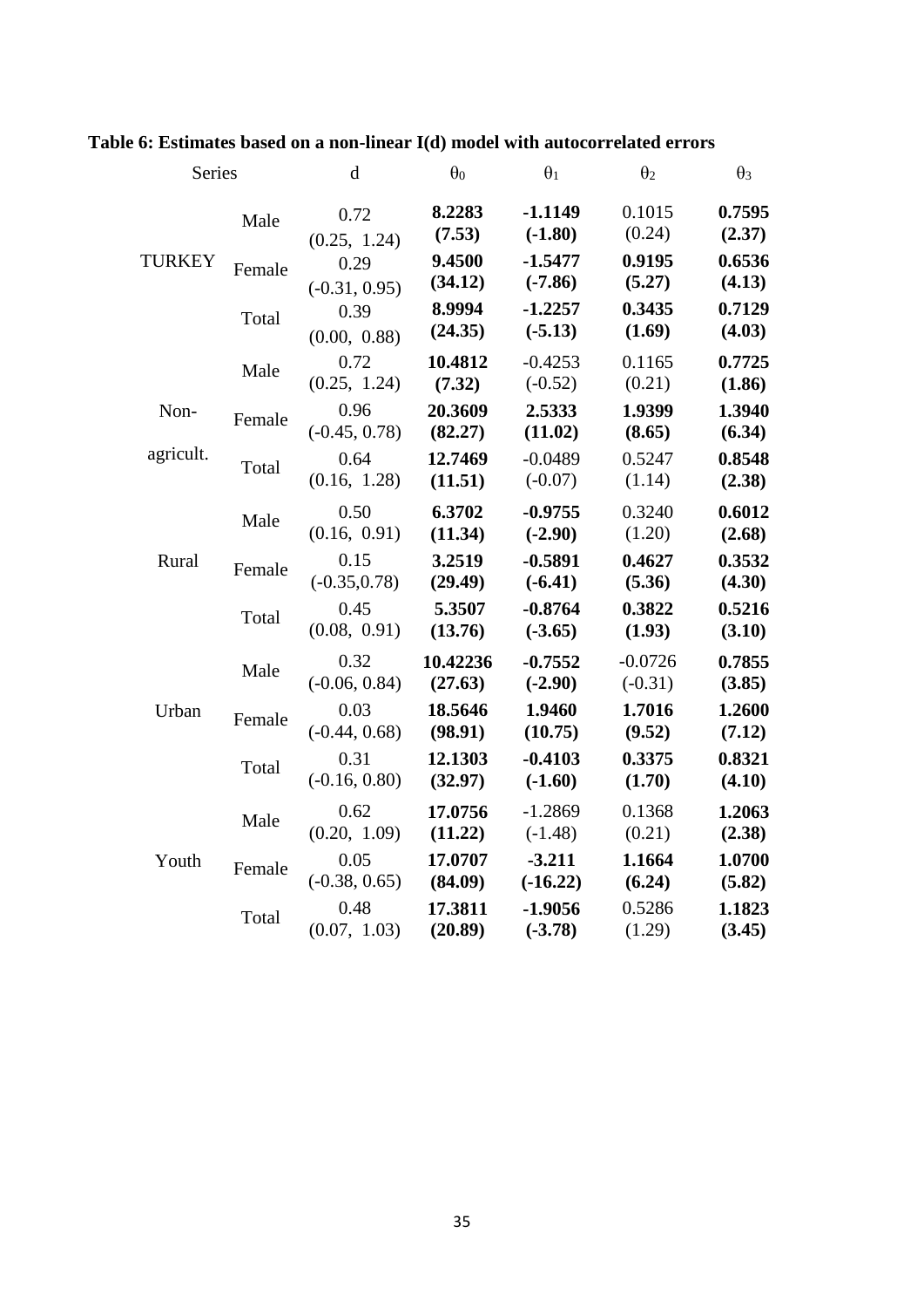**Table 6: Estimates based on a non-linear I(d) model with autocorrelated errors**

| Series | | d | $\theta_0$ | $\theta_1$ | $\theta_2$ | $\theta_3$ |
|---|---|---|---|---|---|---|
| TURKEY | Male | 0.72 (0.25, 1.24) | **8.2283 (7.53)** | **-1.1149 (-1.80)** | 0.1015 (0.24) | **0.7595 (2.37)** |
| | Female | 0.29 (-0.31, 0.95) | **9.4500 (34.12)** | **-1.5477 (-7.86)** | **0.9195 (5.27)** | **0.6536 (4.13)** |
| | Total | 0.39 (0.00, 0.88) | **8.9994 (24.35)** | **-1.2257 (-5.13)** | **0.3435 (1.69)** | **0.7129 (4.03)** |
| Non-agricult. | Male | 0.72 (0.25, 1.24) | **10.4812 (7.32)** | -0.4253 (-0.52) | 0.1165 (0.21) | **0.7725 (1.86)** |
| | Female | 0.96 (-0.45, 0.78) | **20.3609 (82.27)** | **2.5333 (11.02)** | **1.9399 (8.65)** | **1.3940 (6.34)** |
| | Total | 0.64 (0.16, 1.28) | **12.7469 (11.51)** | -0.0489 (-0.07) | 0.5247 (1.14) | **0.8548 (2.38)** |
| Rural | Male | 0.50 (0.16, 0.91) | **6.3702 (11.34)** | **-0.9755 (-2.90)** | 0.3240 (1.20) | **0.6012 (2.68)** |
| | Female | 0.15 (-0.35,0.78) | **3.2519 (29.49)** | **-0.5891 (-6.41)** | **0.4627 (5.36)** | **0.3532 (4.30)** |
| | Total | 0.45 (0.08, 0.91) | **5.3507 (13.76)** | **-0.8764 (-3.65)** | **0.3822 (1.93)** | **0.5216 (3.10)** |
| Urban | Male | 0.32 (-0.06, 0.84) | **10.42236 (27.63)** | **-0.7552 (-2.90)** | -0.0726 (-0.31) | **0.7855 (3.85)** |
| | Female | 0.03 (-0.44, 0.68) | **18.5646 (98.91)** | **1.9460 (10.75)** | **1.7016 (9.52)** | **1.2600 (7.12)** |
| | Total | 0.31 (-0.16, 0.80) | **12.1303 (32.97)** | **-0.4103 (-1.60)** | **0.3375 (1.70)** | **0.8321 (4.10)** |
| Youth | Male | 0.62 (0.20, 1.09) | **17.0756 (11.22)** | -1.2869 (-1.48) | 0.1368 (0.21) | **1.2063 (2.38)** |
| | Female | 0.05 (-0.38, 0.65) | **17.0707 (84.09)** | **-3.211 (-16.22)** | **1.1664 (6.24)** | **1.0700 (5.82)** |
| | Total | 0.48 (0.07, 1.03) | **17.3811 (20.89)** | **-1.9056 (-3.78)** | 0.5286 (1.29) | **1.1823 (3.45)** |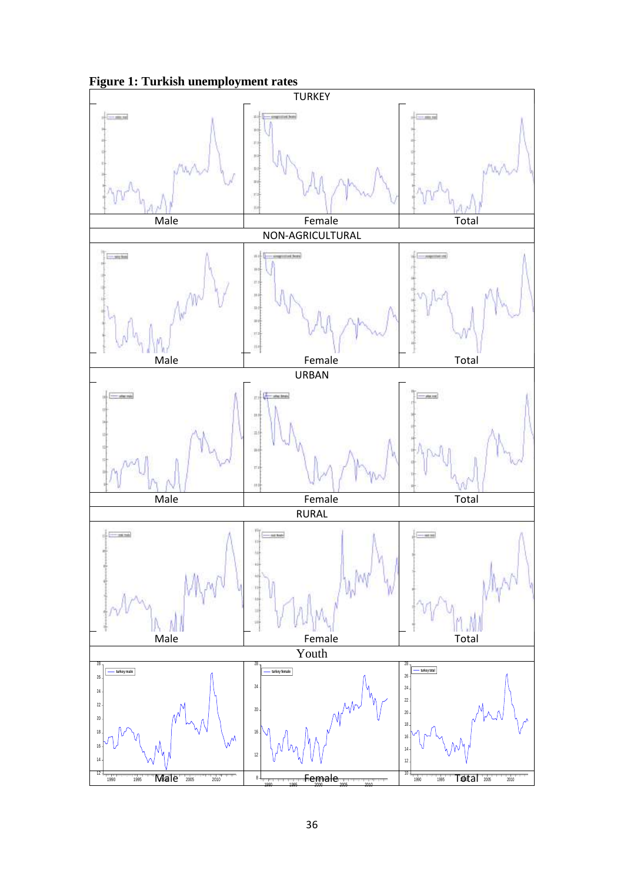**Figure 1: Turkish unemployment rates**

| TURKEY | | |
|---|---|---|
| Male | Female | Total |
| NON-AGRICULTURAL | | |
| Male | Female | Total |
| URBAN | | |
| Male | Female | Total |
| RURAL | | |
| Male | Female | Total |
| Youth | | |
| Male | Female | Total |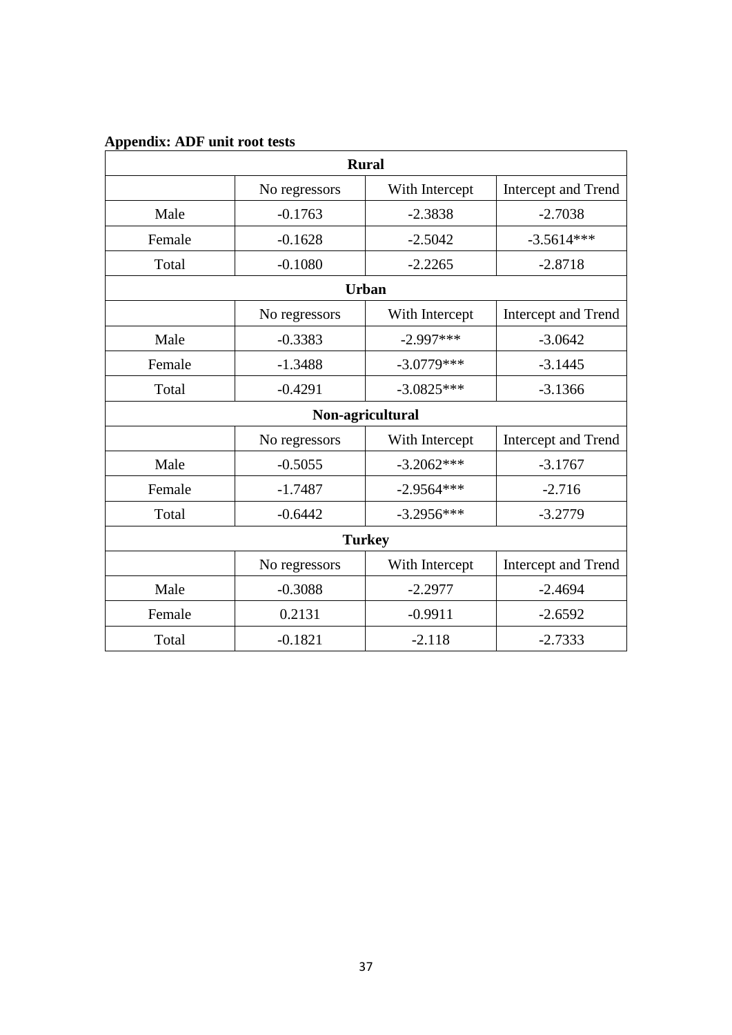**Appendix: ADF unit root tests**

| | | | |
|---|---|---|---|
| **Rural** | | | |
| | No regressors | With Intercept | Intercept and Trend |
| Male | -0.1763 | -2.3838 | -2.7038 |
| Female | -0.1628 | -2.5042 | -3.5614*** |
| Total | -0.1080 | -2.2265 | -2.8718 |
| **Urban** | | | |
| | No regressors | With Intercept | Intercept and Trend |
| Male | -0.3383 | -2.997*** | -3.0642 |
| Female | -1.3488 | -3.0779*** | -3.1445 |
| Total | -0.4291 | -3.0825*** | -3.1366 |
| **Non-agricultural** | | | |
| | No regressors | With Intercept | Intercept and Trend |
| Male | -0.5055 | -3.2062*** | -3.1767 |
| Female | -1.7487 | -2.9564*** | -2.716 |
| Total | -0.6442 | -3.2956*** | -3.2779 |
| **Turkey** | | | |
| | No regressors | With Intercept | Intercept and Trend |
| Male | -0.3088 | -2.2977 | -2.4694 |
| Female | 0.2131 | -0.9911 | -2.6592 |
| Total | -0.1821 | -2.118 | -2.7333 |